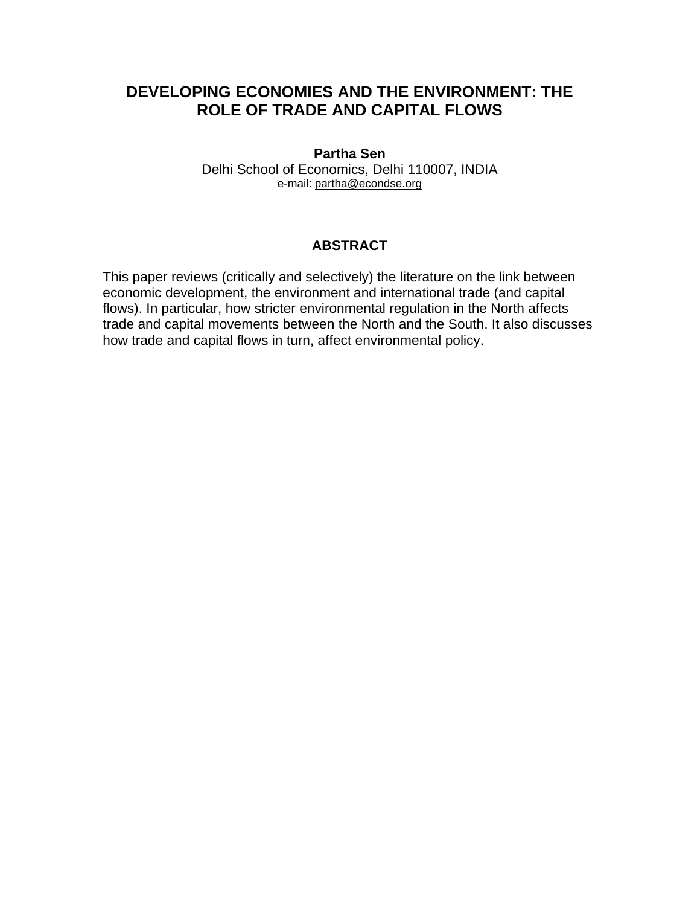# DEVELOPING ECONOMIES AND THE ENVIRONMENT: THE ROLE OF TRADE AND CAPITAL FLOWS

**Partha Sen**

Delhi School of Economics, Delhi 110007, INDIA

e-mail: partha@econdse.org

## ABSTRACT

This paper reviews (critically and selectively) the literature on the link between economic development, the environment and international trade (and capital flows). In particular, how stricter environmental regulation in the North affects trade and capital movements between the North and the South. It also discusses how trade and capital flows in turn, affect environmental policy.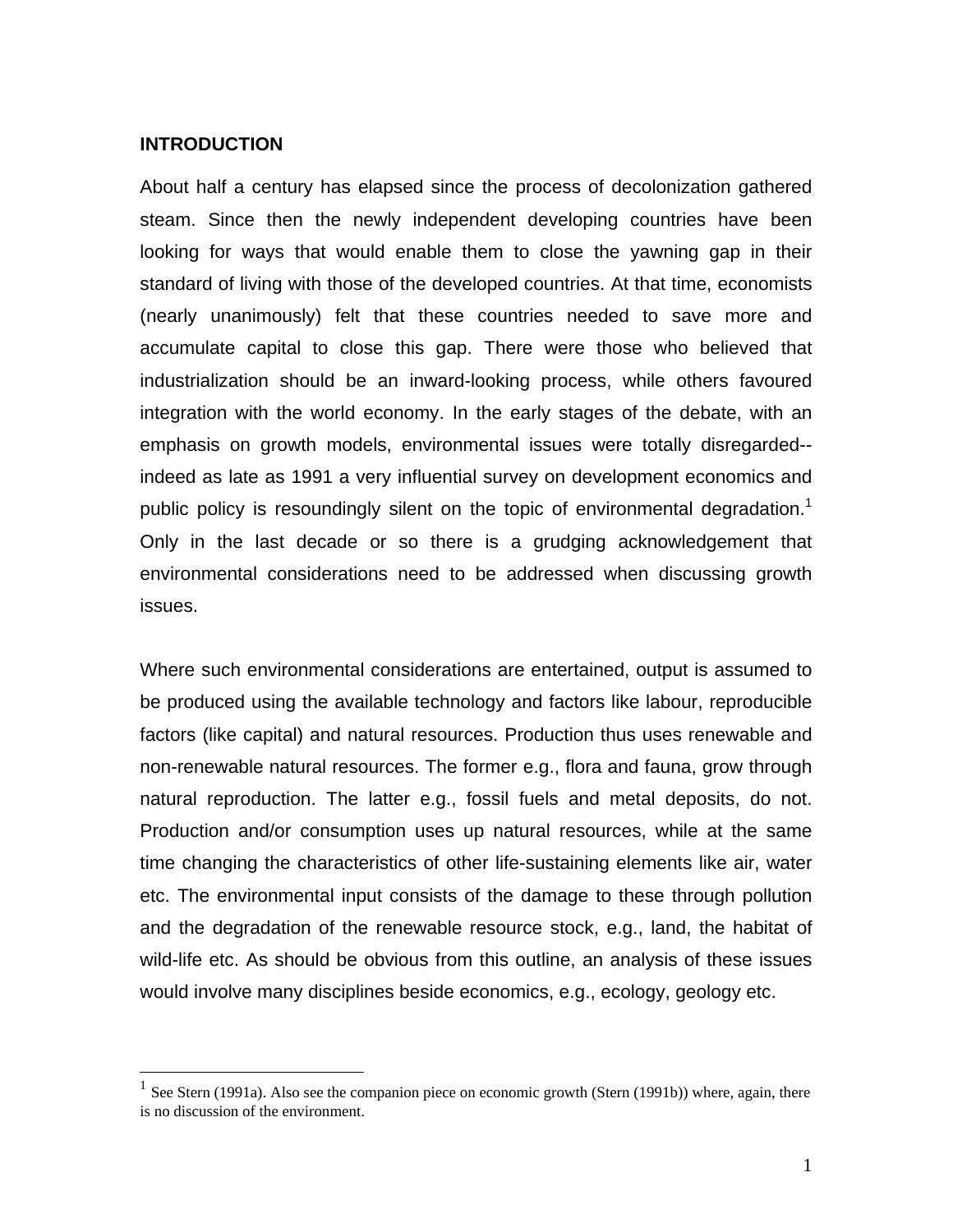## INTRODUCTION

About half a century has elapsed since the process of decolonization gathered steam. Since then the newly independent developing countries have been looking for ways that would enable them to close the yawning gap in their standard of living with those of the developed countries. At that time, economists (nearly unanimously) felt that these countries needed to save more and accumulate capital to close this gap. There were those who believed that industrialization should be an inward-looking process, while others favoured integration with the world economy. In the early stages of the debate, with an emphasis on growth models, environmental issues were totally disregarded--indeed as late as 1991 a very influential survey on development economics and public policy is resoundingly silent on the topic of environmental degradation.[1] Only in the last decade or so there is a grudging acknowledgement that environmental considerations need to be addressed when discussing growth issues.

Where such environmental considerations are entertained, output is assumed to be produced using the available technology and factors like labour, reproducible factors (like capital) and natural resources. Production thus uses renewable and non-renewable natural resources. The former e.g., flora and fauna, grow through natural reproduction. The latter e.g., fossil fuels and metal deposits, do not. Production and/or consumption uses up natural resources, while at the same time changing the characteristics of other life-sustaining elements like air, water etc. The environmental input consists of the damage to these through pollution and the degradation of the renewable resource stock, e.g., land, the habitat of wild-life etc. As should be obvious from this outline, an analysis of these issues would involve many disciplines beside economics, e.g., ecology, geology etc.

---

[1] See Stern (1991a). Also see the companion piece on economic growth (Stern (1991b)) where, again, there is no discussion of the environment.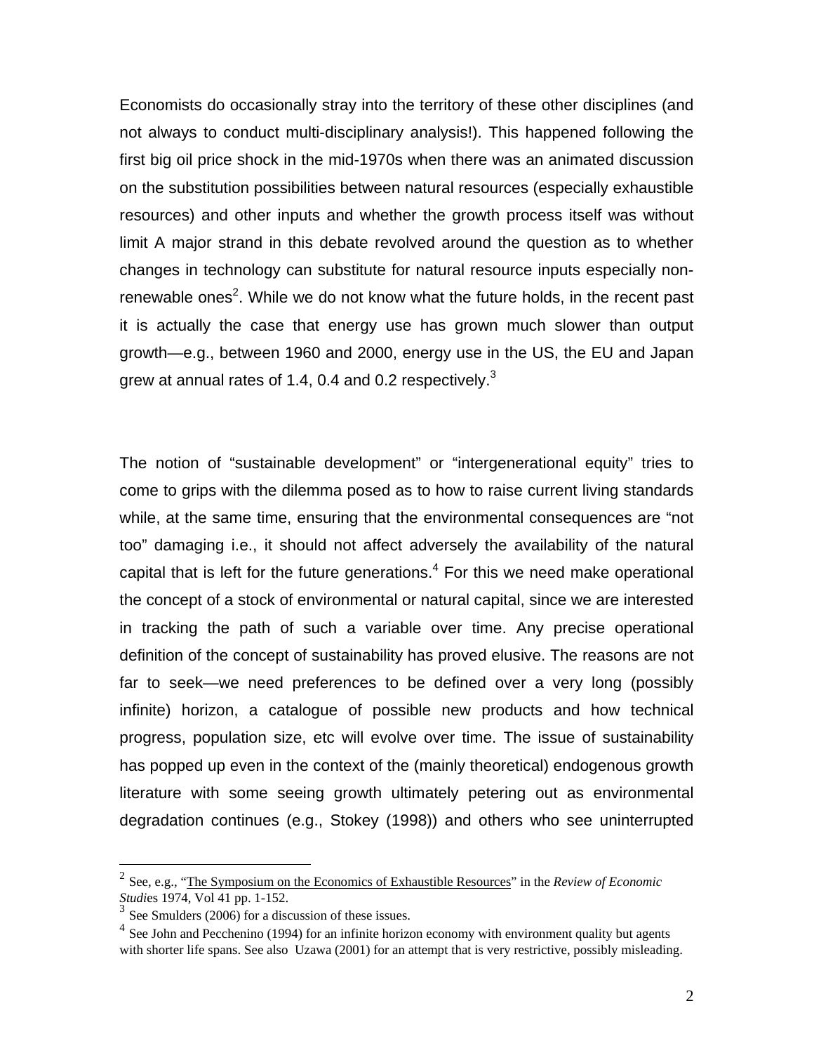Economists do occasionally stray into the territory of these other disciplines (and not always to conduct multi-disciplinary analysis!). This happened following the first big oil price shock in the mid-1970s when there was an animated discussion on the substitution possibilities between natural resources (especially exhaustible resources) and other inputs and whether the growth process itself was without limit A major strand in this debate revolved around the question as to whether changes in technology can substitute for natural resource inputs especially non-renewable ones[2]. While we do not know what the future holds, in the recent past it is actually the case that energy use has grown much slower than output growth—e.g., between 1960 and 2000, energy use in the US, the EU and Japan grew at annual rates of 1.4, 0.4 and 0.2 respectively.[3]

The notion of "sustainable development" or "intergenerational equity" tries to come to grips with the dilemma posed as to how to raise current living standards while, at the same time, ensuring that the environmental consequences are "not too" damaging i.e., it should not affect adversely the availability of the natural capital that is left for the future generations.[4] For this we need make operational the concept of a stock of environmental or natural capital, since we are interested in tracking the path of such a variable over time. Any precise operational definition of the concept of sustainability has proved elusive. The reasons are not far to seek—we need preferences to be defined over a very long (possibly infinite) horizon, a catalogue of possible new products and how technical progress, population size, etc will evolve over time. The issue of sustainability has popped up even in the context of the (mainly theoretical) endogenous growth literature with some seeing growth ultimately petering out as environmental degradation continues (e.g., Stokey (1998)) and others who see uninterrupted

---

[2] See, e.g., "The Symposium on the Economics of Exhaustible Resources" in the *Review of Economic Studies* 1974, Vol 41 pp. 1-152.

[3] See Smulders (2006) for a discussion of these issues.

[4] See John and Pecchenino (1994) for an infinite horizon economy with environment quality but agents with shorter life spans. See also Uzawa (2001) for an attempt that is very restrictive, possibly misleading.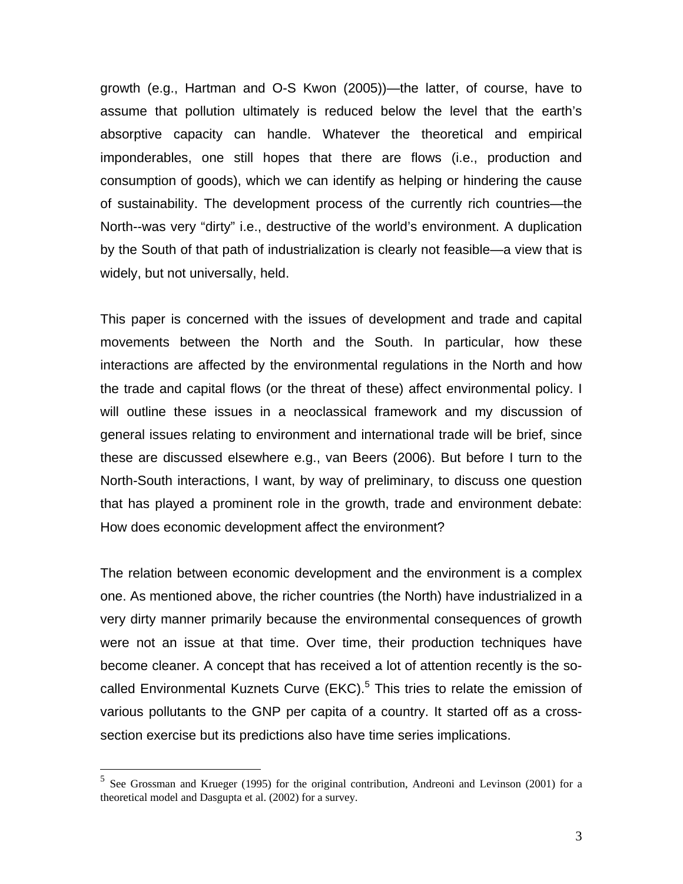growth (e.g., Hartman and O-S Kwon (2005))—the latter, of course, have to assume that pollution ultimately is reduced below the level that the earth's absorptive capacity can handle. Whatever the theoretical and empirical imponderables, one still hopes that there are flows (i.e., production and consumption of goods), which we can identify as helping or hindering the cause of sustainability. The development process of the currently rich countries—the North--was very "dirty" i.e., destructive of the world's environment. A duplication by the South of that path of industrialization is clearly not feasible—a view that is widely, but not universally, held.

This paper is concerned with the issues of development and trade and capital movements between the North and the South. In particular, how these interactions are affected by the environmental regulations in the North and how the trade and capital flows (or the threat of these) affect environmental policy. I will outline these issues in a neoclassical framework and my discussion of general issues relating to environment and international trade will be brief, since these are discussed elsewhere e.g., van Beers (2006). But before I turn to the North-South interactions, I want, by way of preliminary, to discuss one question that has played a prominent role in the growth, trade and environment debate: How does economic development affect the environment?

The relation between economic development and the environment is a complex one. As mentioned above, the richer countries (the North) have industrialized in a very dirty manner primarily because the environmental consequences of growth were not an issue at that time. Over time, their production techniques have become cleaner. A concept that has received a lot of attention recently is the so-called Environmental Kuznets Curve (EKC).[5] This tries to relate the emission of various pollutants to the GNP per capita of a country. It started off as a cross-section exercise but its predictions also have time series implications.

---

[5] See Grossman and Krueger (1995) for the original contribution, Andreoni and Levinson (2001) for a theoretical model and Dasgupta et al. (2002) for a survey.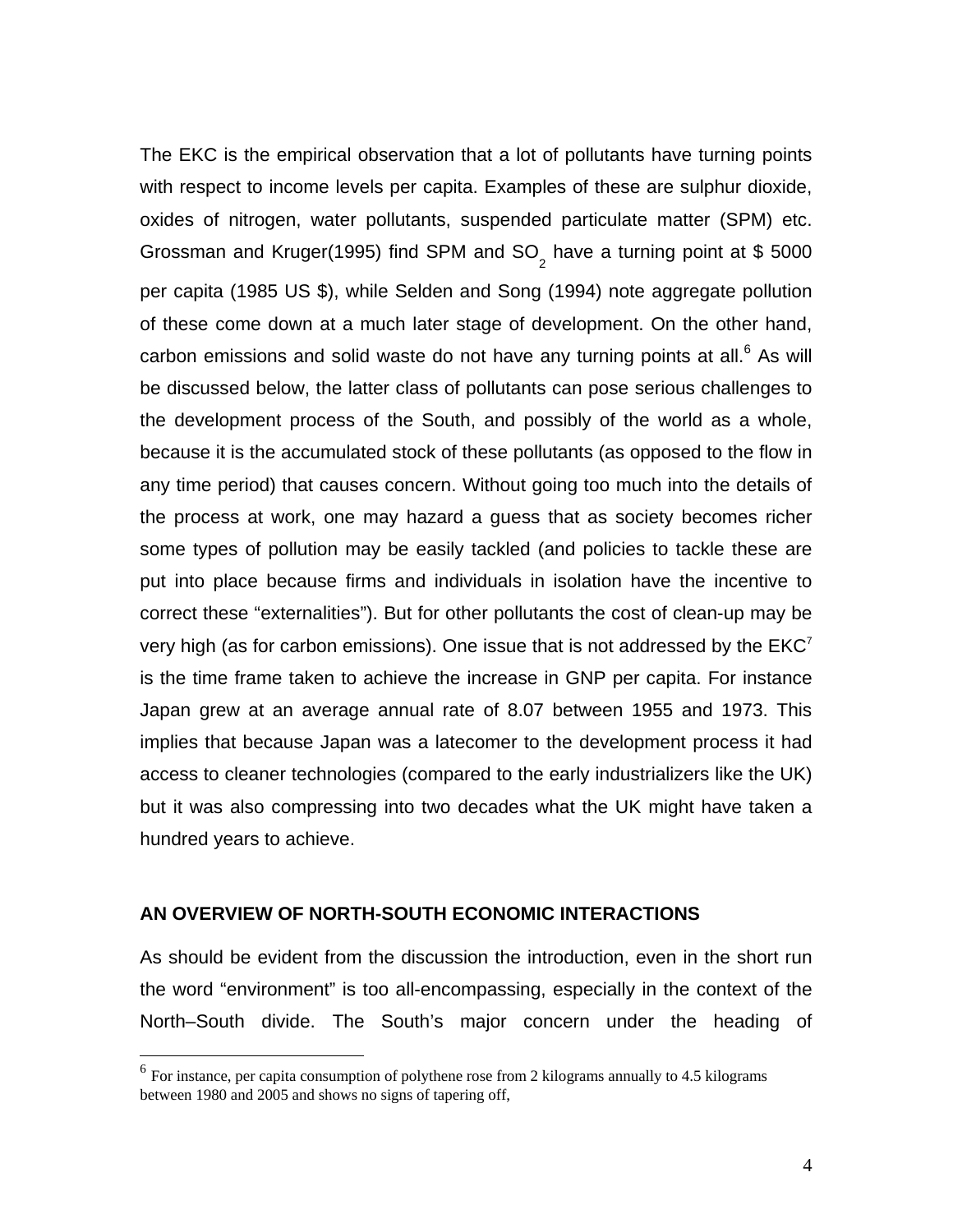The EKC is the empirical observation that a lot of pollutants have turning points with respect to income levels per capita. Examples of these are sulphur dioxide, oxides of nitrogen, water pollutants, suspended particulate matter (SPM) etc. Grossman and Kruger(1995) find SPM and $SO_2$ have a turning point at $ 5000 per capita (1985 US $), while Selden and Song (1994) note aggregate pollution of these come down at a much later stage of development. On the other hand, carbon emissions and solid waste do not have any turning points at all.[6] As will be discussed below, the latter class of pollutants can pose serious challenges to the development process of the South, and possibly of the world as a whole, because it is the accumulated stock of these pollutants (as opposed to the flow in any time period) that causes concern. Without going too much into the details of the process at work, one may hazard a guess that as society becomes richer some types of pollution may be easily tackled (and policies to tackle these are put into place because firms and individuals in isolation have the incentive to correct these "externalities"). But for other pollutants the cost of clean-up may be very high (as for carbon emissions). One issue that is not addressed by the EKC[7] is the time frame taken to achieve the increase in GNP per capita. For instance Japan grew at an average annual rate of 8.07 between 1955 and 1973. This implies that because Japan was a latecomer to the development process it had access to cleaner technologies (compared to the early industrializers like the UK) but it was also compressing into two decades what the UK might have taken a hundred years to achieve.

## AN OVERVIEW OF NORTH-SOUTH ECONOMIC INTERACTIONS

As should be evident from the discussion the introduction, even in the short run the word "environment" is too all-encompassing, especially in the context of the North–South divide. The South's major concern under the heading of

---

[6] For instance, per capita consumption of polythene rose from 2 kilograms annually to 4.5 kilograms between 1980 and 2005 and shows no signs of tapering off,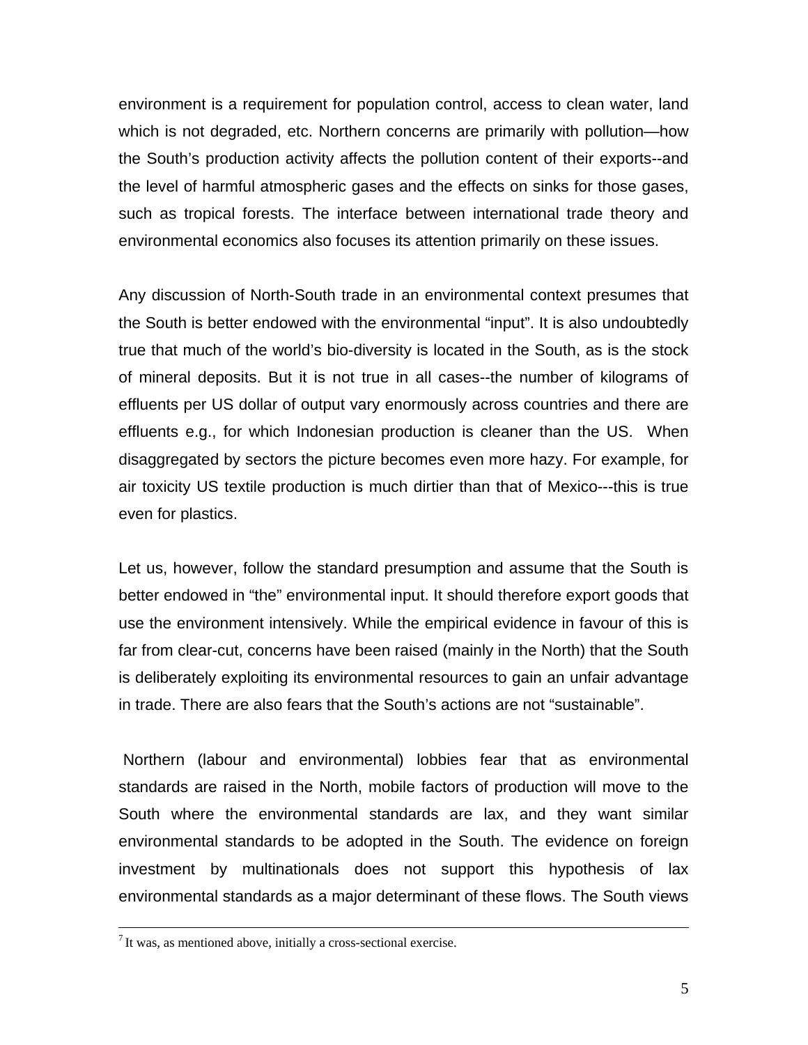environment is a requirement for population control, access to clean water, land which is not degraded, etc. Northern concerns are primarily with pollution—how the South's production activity affects the pollution content of their exports--and the level of harmful atmospheric gases and the effects on sinks for those gases, such as tropical forests. The interface between international trade theory and environmental economics also focuses its attention primarily on these issues.

Any discussion of North-South trade in an environmental context presumes that the South is better endowed with the environmental "input". It is also undoubtedly true that much of the world's bio-diversity is located in the South, as is the stock of mineral deposits. But it is not true in all cases--the number of kilograms of effluents per US dollar of output vary enormously across countries and there are effluents e.g., for which Indonesian production is cleaner than the US. When disaggregated by sectors the picture becomes even more hazy. For example, for air toxicity US textile production is much dirtier than that of Mexico---this is true even for plastics.

Let us, however, follow the standard presumption and assume that the South is better endowed in "the" environmental input. It should therefore export goods that use the environment intensively. While the empirical evidence in favour of this is far from clear-cut, concerns have been raised (mainly in the North) that the South is deliberately exploiting its environmental resources to gain an unfair advantage in trade. There are also fears that the South's actions are not "sustainable".

Northern (labour and environmental) lobbies fear that as environmental standards are raised in the North, mobile factors of production will move to the South where the environmental standards are lax, and they want similar environmental standards to be adopted in the South. The evidence on foreign investment by multinationals does not support this hypothesis of lax environmental standards as a major determinant of these flows. The South views

[7] It was, as mentioned above, initially a cross-sectional exercise.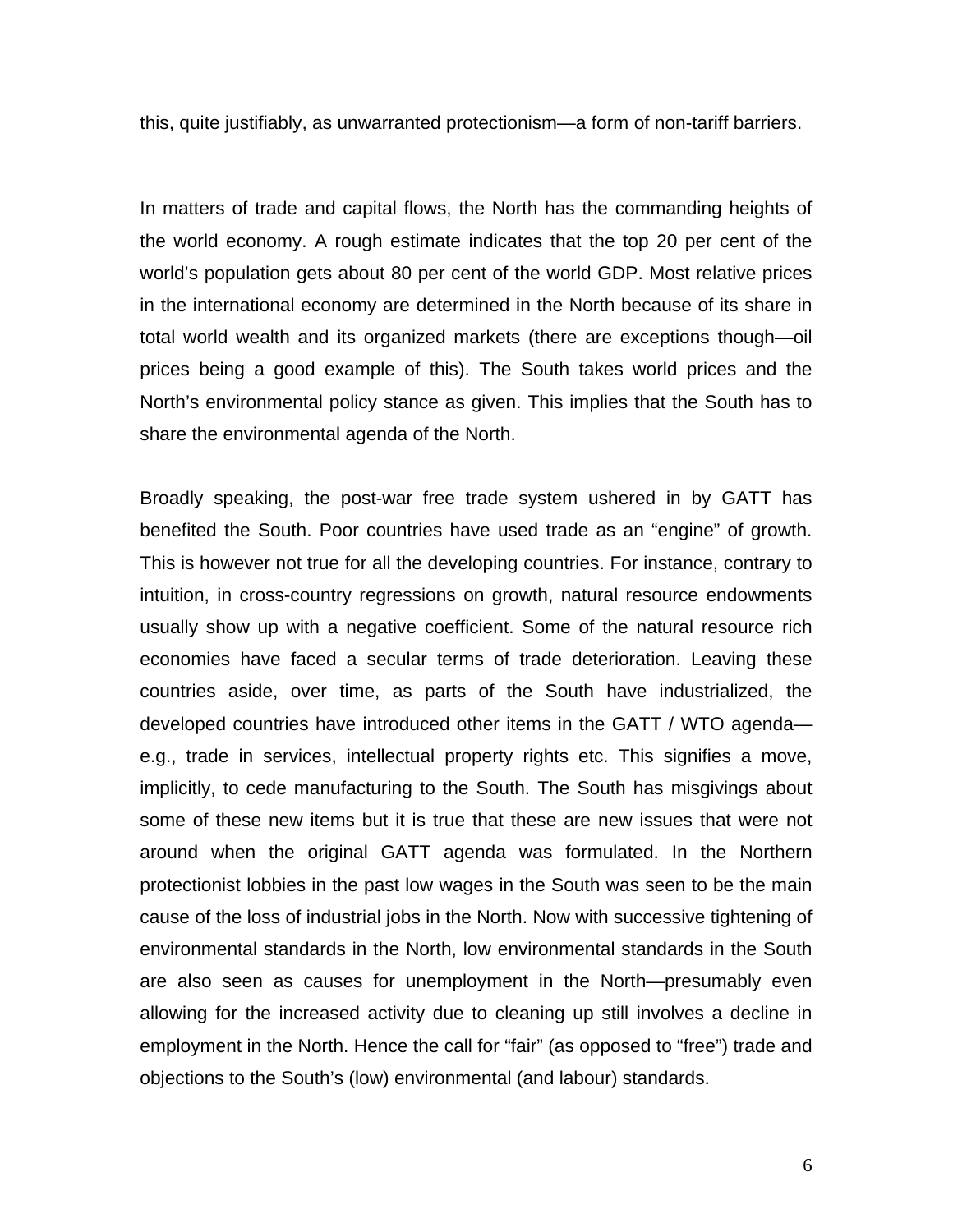this, quite justifiably, as unwarranted protectionism—a form of non-tariff barriers.

In matters of trade and capital flows, the North has the commanding heights of the world economy. A rough estimate indicates that the top 20 per cent of the world's population gets about 80 per cent of the world GDP. Most relative prices in the international economy are determined in the North because of its share in total world wealth and its organized markets (there are exceptions though—oil prices being a good example of this). The South takes world prices and the North's environmental policy stance as given. This implies that the South has to share the environmental agenda of the North.

Broadly speaking, the post-war free trade system ushered in by GATT has benefited the South. Poor countries have used trade as an "engine" of growth. This is however not true for all the developing countries. For instance, contrary to intuition, in cross-country regressions on growth, natural resource endowments usually show up with a negative coefficient. Some of the natural resource rich economies have faced a secular terms of trade deterioration. Leaving these countries aside, over time, as parts of the South have industrialized, the developed countries have introduced other items in the GATT / WTO agenda—e.g., trade in services, intellectual property rights etc. This signifies a move, implicitly, to cede manufacturing to the South. The South has misgivings about some of these new items but it is true that these are new issues that were not around when the original GATT agenda was formulated. In the Northern protectionist lobbies in the past low wages in the South was seen to be the main cause of the loss of industrial jobs in the North. Now with successive tightening of environmental standards in the North, low environmental standards in the South are also seen as causes for unemployment in the North—presumably even allowing for the increased activity due to cleaning up still involves a decline in employment in the North. Hence the call for "fair" (as opposed to "free") trade and objections to the South's (low) environmental (and labour) standards.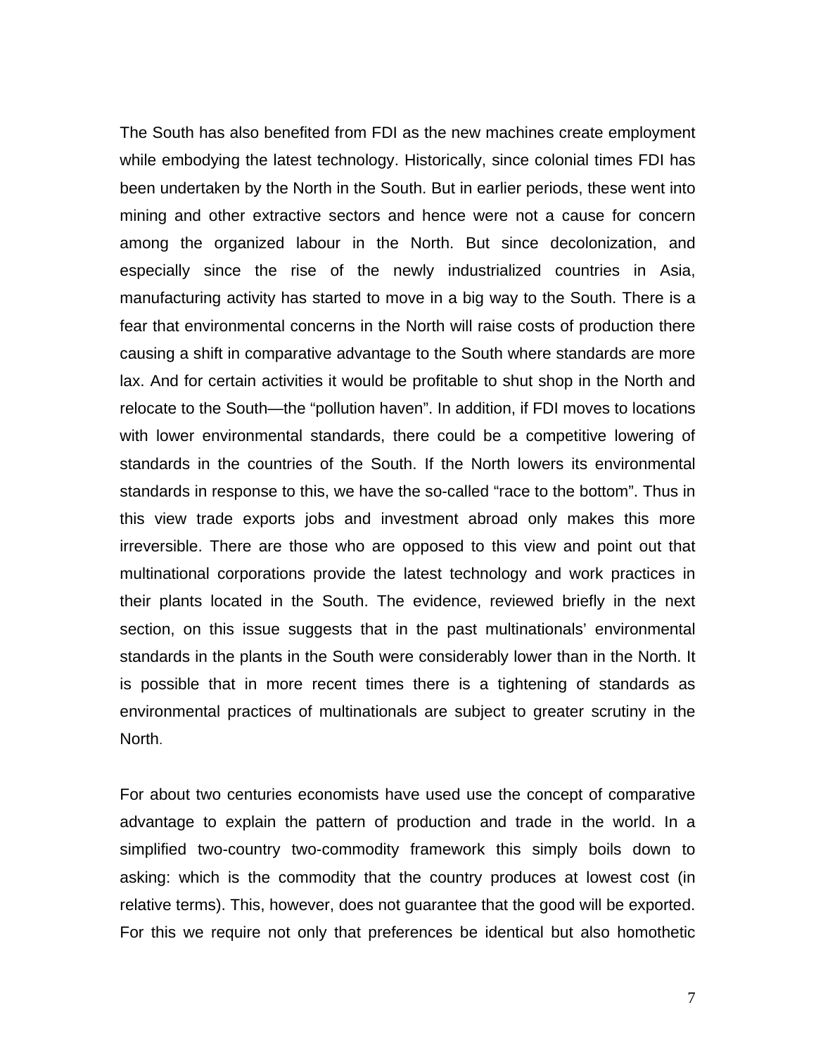The South has also benefited from FDI as the new machines create employment while embodying the latest technology. Historically, since colonial times FDI has been undertaken by the North in the South. But in earlier periods, these went into mining and other extractive sectors and hence were not a cause for concern among the organized labour in the North. But since decolonization, and especially since the rise of the newly industrialized countries in Asia, manufacturing activity has started to move in a big way to the South. There is a fear that environmental concerns in the North will raise costs of production there causing a shift in comparative advantage to the South where standards are more lax. And for certain activities it would be profitable to shut shop in the North and relocate to the South—the "pollution haven". In addition, if FDI moves to locations with lower environmental standards, there could be a competitive lowering of standards in the countries of the South. If the North lowers its environmental standards in response to this, we have the so-called "race to the bottom". Thus in this view trade exports jobs and investment abroad only makes this more irreversible. There are those who are opposed to this view and point out that multinational corporations provide the latest technology and work practices in their plants located in the South. The evidence, reviewed briefly in the next section, on this issue suggests that in the past multinationals' environmental standards in the plants in the South were considerably lower than in the North. It is possible that in more recent times there is a tightening of standards as environmental practices of multinationals are subject to greater scrutiny in the North.

For about two centuries economists have used use the concept of comparative advantage to explain the pattern of production and trade in the world. In a simplified two-country two-commodity framework this simply boils down to asking: which is the commodity that the country produces at lowest cost (in relative terms). This, however, does not guarantee that the good will be exported. For this we require not only that preferences be identical but also homothetic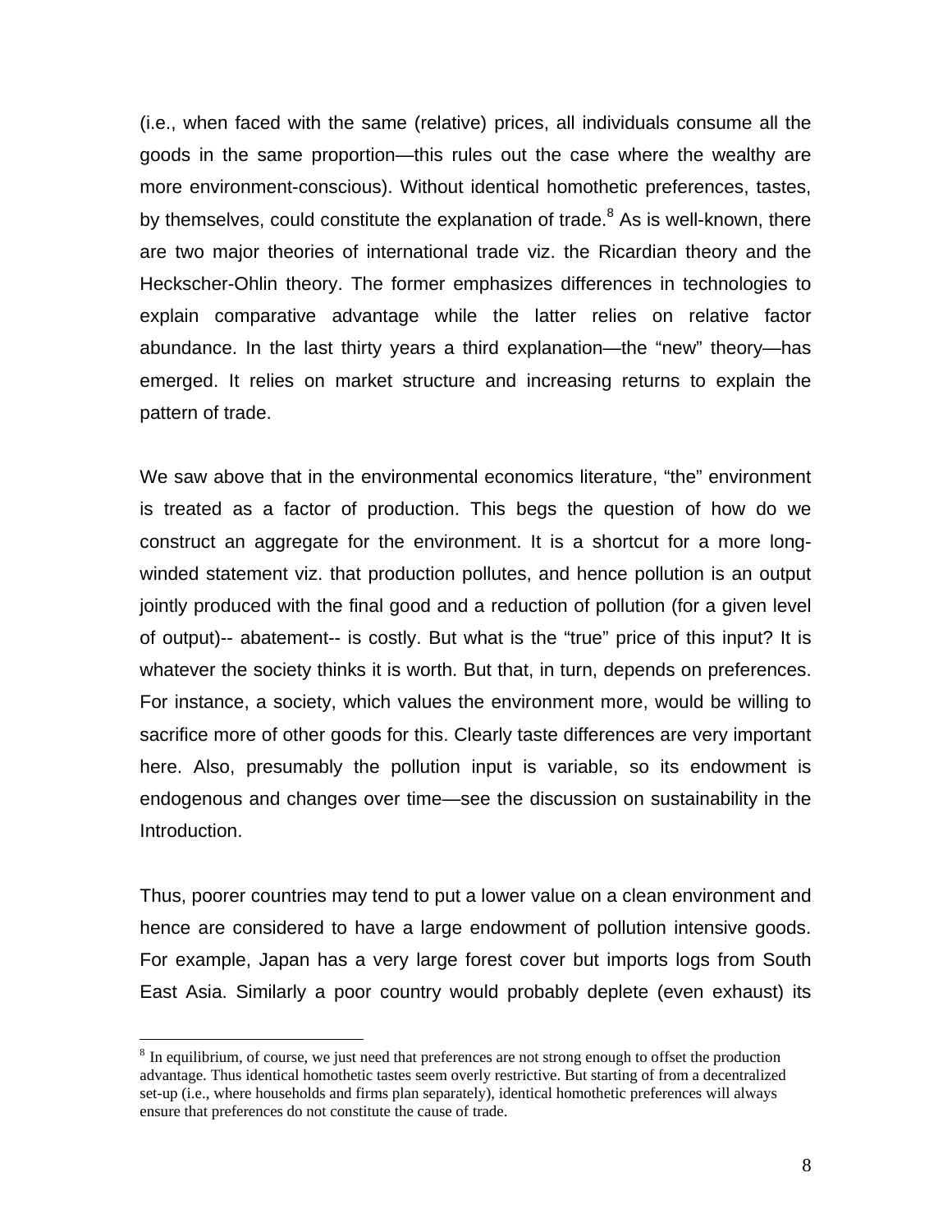(i.e., when faced with the same (relative) prices, all individuals consume all the goods in the same proportion—this rules out the case where the wealthy are more environment-conscious). Without identical homothetic preferences, tastes, by themselves, could constitute the explanation of trade.[8] As is well-known, there are two major theories of international trade viz. the Ricardian theory and the Heckscher-Ohlin theory. The former emphasizes differences in technologies to explain comparative advantage while the latter relies on relative factor abundance. In the last thirty years a third explanation—the "new" theory—has emerged. It relies on market structure and increasing returns to explain the pattern of trade.

We saw above that in the environmental economics literature, "the" environment is treated as a factor of production. This begs the question of how do we construct an aggregate for the environment. It is a shortcut for a more long-winded statement viz. that production pollutes, and hence pollution is an output jointly produced with the final good and a reduction of pollution (for a given level of output)-- abatement-- is costly. But what is the "true" price of this input? It is whatever the society thinks it is worth. But that, in turn, depends on preferences. For instance, a society, which values the environment more, would be willing to sacrifice more of other goods for this. Clearly taste differences are very important here. Also, presumably the pollution input is variable, so its endowment is endogenous and changes over time—see the discussion on sustainability in the Introduction.

Thus, poorer countries may tend to put a lower value on a clean environment and hence are considered to have a large endowment of pollution intensive goods. For example, Japan has a very large forest cover but imports logs from South East Asia. Similarly a poor country would probably deplete (even exhaust) its

[8] In equilibrium, of course, we just need that preferences are not strong enough to offset the production advantage. Thus identical homothetic tastes seem overly restrictive. But starting of from a decentralized set-up (i.e., where households and firms plan separately), identical homothetic preferences will always ensure that preferences do not constitute the cause of trade.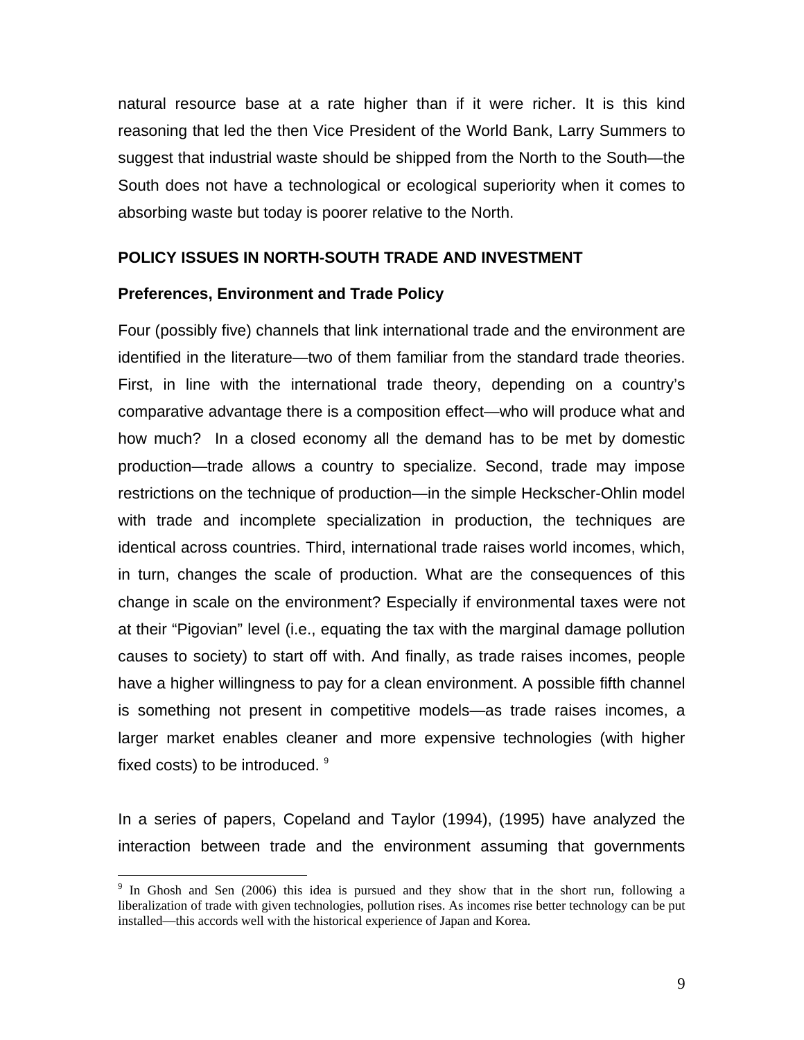natural resource base at a rate higher than if it were richer. It is this kind reasoning that led the then Vice President of the World Bank, Larry Summers to suggest that industrial waste should be shipped from the North to the South—the South does not have a technological or ecological superiority when it comes to absorbing waste but today is poorer relative to the North.

## POLICY ISSUES IN NORTH-SOUTH TRADE AND INVESTMENT

### Preferences, Environment and Trade Policy

Four (possibly five) channels that link international trade and the environment are identified in the literature—two of them familiar from the standard trade theories. First, in line with the international trade theory, depending on a country's comparative advantage there is a composition effect—who will produce what and how much? In a closed economy all the demand has to be met by domestic production—trade allows a country to specialize. Second, trade may impose restrictions on the technique of production—in the simple Heckscher-Ohlin model with trade and incomplete specialization in production, the techniques are identical across countries. Third, international trade raises world incomes, which, in turn, changes the scale of production. What are the consequences of this change in scale on the environment? Especially if environmental taxes were not at their "Pigovian" level (i.e., equating the tax with the marginal damage pollution causes to society) to start off with. And finally, as trade raises incomes, people have a higher willingness to pay for a clean environment. A possible fifth channel is something not present in competitive models—as trade raises incomes, a larger market enables cleaner and more expensive technologies (with higher fixed costs) to be introduced. [9]

In a series of papers, Copeland and Taylor (1994), (1995) have analyzed the interaction between trade and the environment assuming that governments

[9] In Ghosh and Sen (2006) this idea is pursued and they show that in the short run, following a liberalization of trade with given technologies, pollution rises. As incomes rise better technology can be put installed—this accords well with the historical experience of Japan and Korea.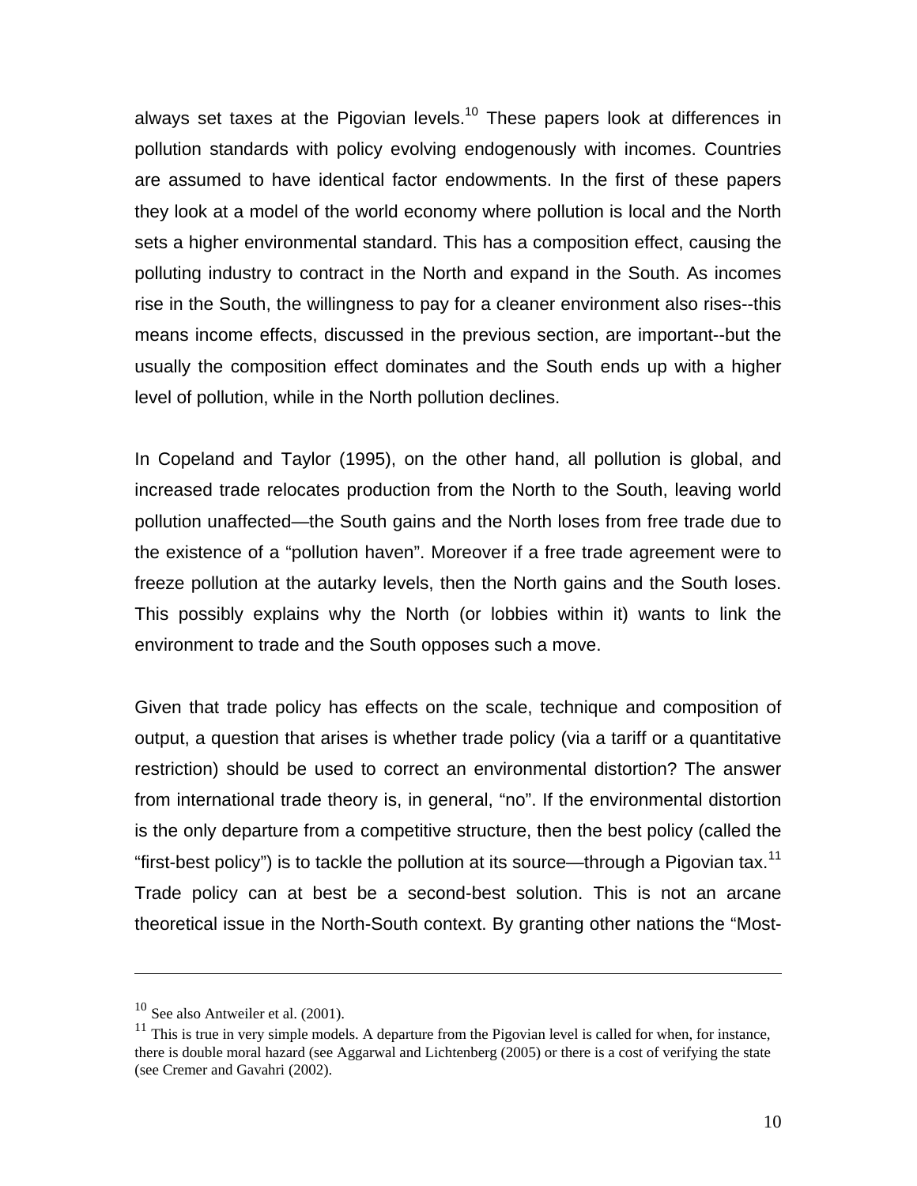always set taxes at the Pigovian levels.[10] These papers look at differences in pollution standards with policy evolving endogenously with incomes. Countries are assumed to have identical factor endowments. In the first of these papers they look at a model of the world economy where pollution is local and the North sets a higher environmental standard. This has a composition effect, causing the polluting industry to contract in the North and expand in the South. As incomes rise in the South, the willingness to pay for a cleaner environment also rises--this means income effects, discussed in the previous section, are important--but the usually the composition effect dominates and the South ends up with a higher level of pollution, while in the North pollution declines.

In Copeland and Taylor (1995), on the other hand, all pollution is global, and increased trade relocates production from the North to the South, leaving world pollution unaffected—the South gains and the North loses from free trade due to the existence of a "pollution haven". Moreover if a free trade agreement were to freeze pollution at the autarky levels, then the North gains and the South loses. This possibly explains why the North (or lobbies within it) wants to link the environment to trade and the South opposes such a move.

Given that trade policy has effects on the scale, technique and composition of output, a question that arises is whether trade policy (via a tariff or a quantitative restriction) should be used to correct an environmental distortion? The answer from international trade theory is, in general, "no". If the environmental distortion is the only departure from a competitive structure, then the best policy (called the "first-best policy") is to tackle the pollution at its source—through a Pigovian tax.[11] Trade policy can at best be a second-best solution. This is not an arcane theoretical issue in the North-South context. By granting other nations the "Most-

---

[10] See also Antweiler et al. (2001).

[11] This is true in very simple models. A departure from the Pigovian level is called for when, for instance, there is double moral hazard (see Aggarwal and Lichtenberg (2005) or there is a cost of verifying the state (see Cremer and Gavahri (2002).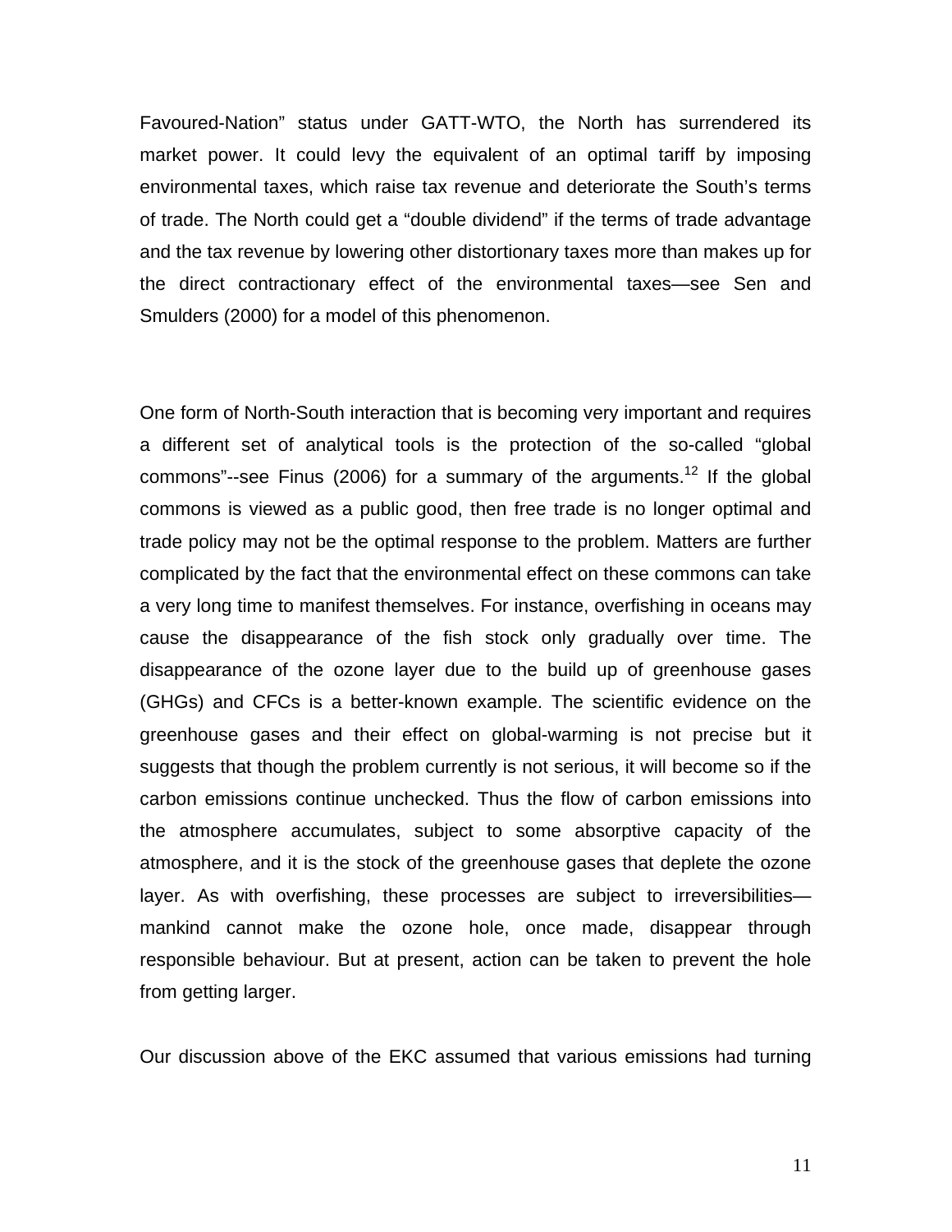Favoured-Nation" status under GATT-WTO, the North has surrendered its market power. It could levy the equivalent of an optimal tariff by imposing environmental taxes, which raise tax revenue and deteriorate the South's terms of trade. The North could get a "double dividend" if the terms of trade advantage and the tax revenue by lowering other distortionary taxes more than makes up for the direct contractionary effect of the environmental taxes—see Sen and Smulders (2000) for a model of this phenomenon.

One form of North-South interaction that is becoming very important and requires a different set of analytical tools is the protection of the so-called "global commons"--see Finus (2006) for a summary of the arguments.[12] If the global commons is viewed as a public good, then free trade is no longer optimal and trade policy may not be the optimal response to the problem. Matters are further complicated by the fact that the environmental effect on these commons can take a very long time to manifest themselves. For instance, overfishing in oceans may cause the disappearance of the fish stock only gradually over time. The disappearance of the ozone layer due to the build up of greenhouse gases (GHGs) and CFCs is a better-known example. The scientific evidence on the greenhouse gases and their effect on global-warming is not precise but it suggests that though the problem currently is not serious, it will become so if the carbon emissions continue unchecked. Thus the flow of carbon emissions into the atmosphere accumulates, subject to some absorptive capacity of the atmosphere, and it is the stock of the greenhouse gases that deplete the ozone layer. As with overfishing, these processes are subject to irreversibilities—mankind cannot make the ozone hole, once made, disappear through responsible behaviour. But at present, action can be taken to prevent the hole from getting larger.

Our discussion above of the EKC assumed that various emissions had turning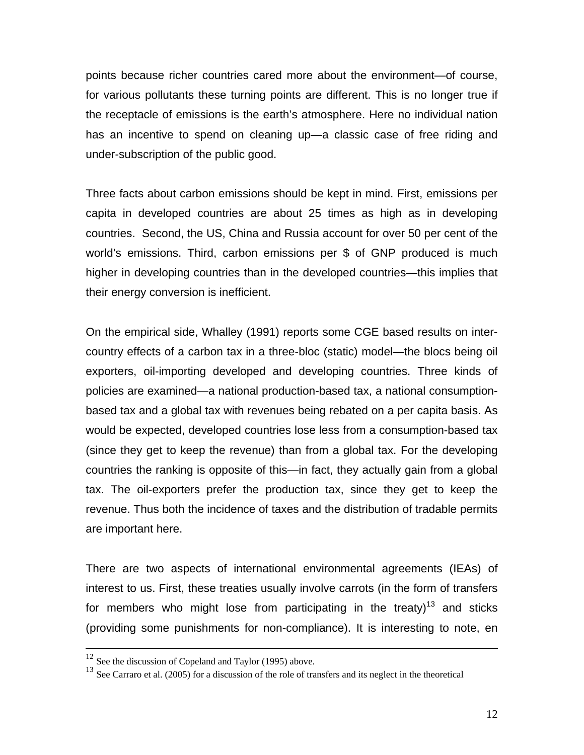points because richer countries cared more about the environment—of course, for various pollutants these turning points are different. This is no longer true if the receptacle of emissions is the earth's atmosphere. Here no individual nation has an incentive to spend on cleaning up—a classic case of free riding and under-subscription of the public good.

Three facts about carbon emissions should be kept in mind. First, emissions per capita in developed countries are about 25 times as high as in developing countries. Second, the US, China and Russia account for over 50 per cent of the world's emissions. Third, carbon emissions per $ of GNP produced is much higher in developing countries than in the developed countries—this implies that their energy conversion is inefficient.

On the empirical side, Whalley (1991) reports some CGE based results on inter-country effects of a carbon tax in a three-bloc (static) model—the blocs being oil exporters, oil-importing developed and developing countries. Three kinds of policies are examined—a national production-based tax, a national consumption-based tax and a global tax with revenues being rebated on a per capita basis. As would be expected, developed countries lose less from a consumption-based tax (since they get to keep the revenue) than from a global tax. For the developing countries the ranking is opposite of this—in fact, they actually gain from a global tax. The oil-exporters prefer the production tax, since they get to keep the revenue. Thus both the incidence of taxes and the distribution of tradable permits are important here.

There are two aspects of international environmental agreements (IEAs) of interest to us. First, these treaties usually involve carrots (in the form of transfers for members who might lose from participating in the treaty)[13] and sticks (providing some punishments for non-compliance). It is interesting to note, en

---

[12] See the discussion of Copeland and Taylor (1995) above.

[13] See Carraro et al. (2005) for a discussion of the role of transfers and its neglect in the theoretical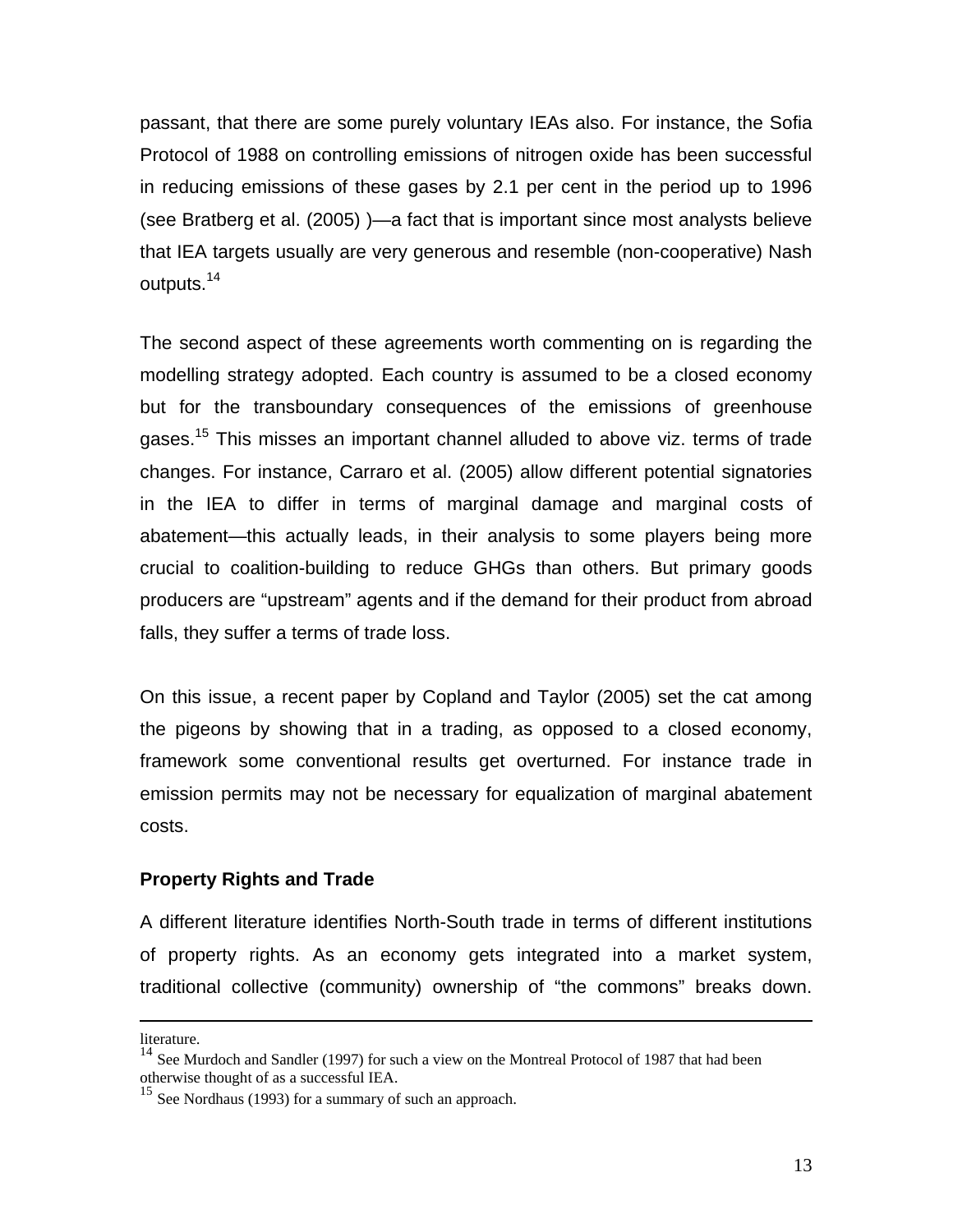passant, that there are some purely voluntary IEAs also. For instance, the Sofia Protocol of 1988 on controlling emissions of nitrogen oxide has been successful in reducing emissions of these gases by 2.1 per cent in the period up to 1996 (see Bratberg et al. (2005) )—a fact that is important since most analysts believe that IEA targets usually are very generous and resemble (non-cooperative) Nash outputs.[14]

The second aspect of these agreements worth commenting on is regarding the modelling strategy adopted. Each country is assumed to be a closed economy but for the transboundary consequences of the emissions of greenhouse gases.[15] This misses an important channel alluded to above viz. terms of trade changes. For instance, Carraro et al. (2005) allow different potential signatories in the IEA to differ in terms of marginal damage and marginal costs of abatement—this actually leads, in their analysis to some players being more crucial to coalition-building to reduce GHGs than others. But primary goods producers are "upstream" agents and if the demand for their product from abroad falls, they suffer a terms of trade loss.

On this issue, a recent paper by Copland and Taylor (2005) set the cat among the pigeons by showing that in a trading, as opposed to a closed economy, framework some conventional results get overturned. For instance trade in emission permits may not be necessary for equalization of marginal abatement costs.

**Property Rights and Trade**

A different literature identifies North-South trade in terms of different institutions of property rights. As an economy gets integrated into a market system, traditional collective (community) ownership of "the commons" breaks down.

---

literature.

[14] See Murdoch and Sandler (1997) for such a view on the Montreal Protocol of 1987 that had been otherwise thought of as a successful IEA.

[15] See Nordhaus (1993) for a summary of such an approach.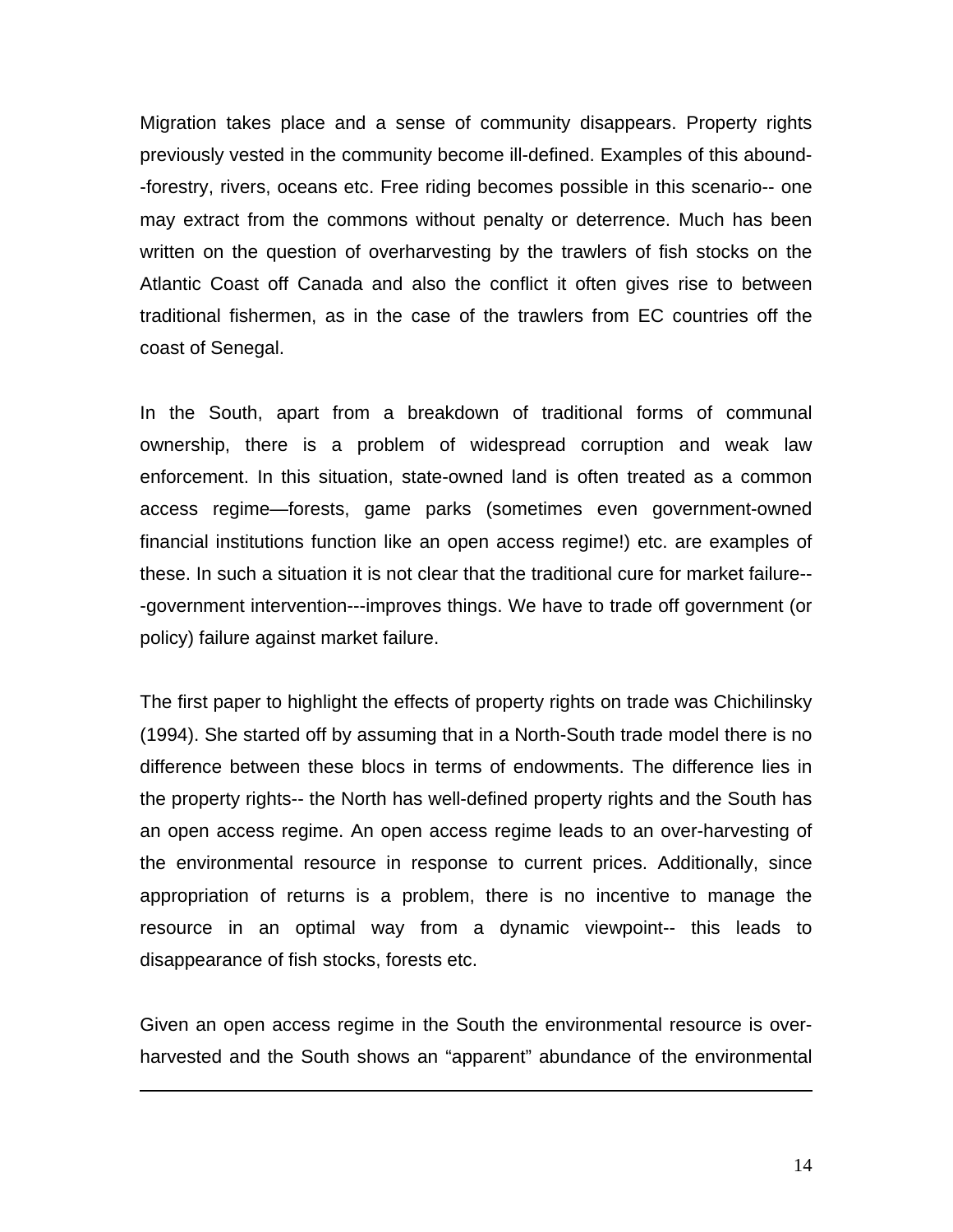Migration takes place and a sense of community disappears. Property rights previously vested in the community become ill-defined. Examples of this abound--forestry, rivers, oceans etc. Free riding becomes possible in this scenario-- one may extract from the commons without penalty or deterrence. Much has been written on the question of overharvesting by the trawlers of fish stocks on the Atlantic Coast off Canada and also the conflict it often gives rise to between traditional fishermen, as in the case of the trawlers from EC countries off the coast of Senegal.

In the South, apart from a breakdown of traditional forms of communal ownership, there is a problem of widespread corruption and weak law enforcement. In this situation, state-owned land is often treated as a common access regime—forests, game parks (sometimes even government-owned financial institutions function like an open access regime!) etc. are examples of these. In such a situation it is not clear that the traditional cure for market failure---government intervention---improves things. We have to trade off government (or policy) failure against market failure.

The first paper to highlight the effects of property rights on trade was Chichilinsky (1994). She started off by assuming that in a North-South trade model there is no difference between these blocs in terms of endowments. The difference lies in the property rights-- the North has well-defined property rights and the South has an open access regime. An open access regime leads to an over-harvesting of the environmental resource in response to current prices. Additionally, since appropriation of returns is a problem, there is no incentive to manage the resource in an optimal way from a dynamic viewpoint-- this leads to disappearance of fish stocks, forests etc.

Given an open access regime in the South the environmental resource is over-harvested and the South shows an "apparent" abundance of the environmental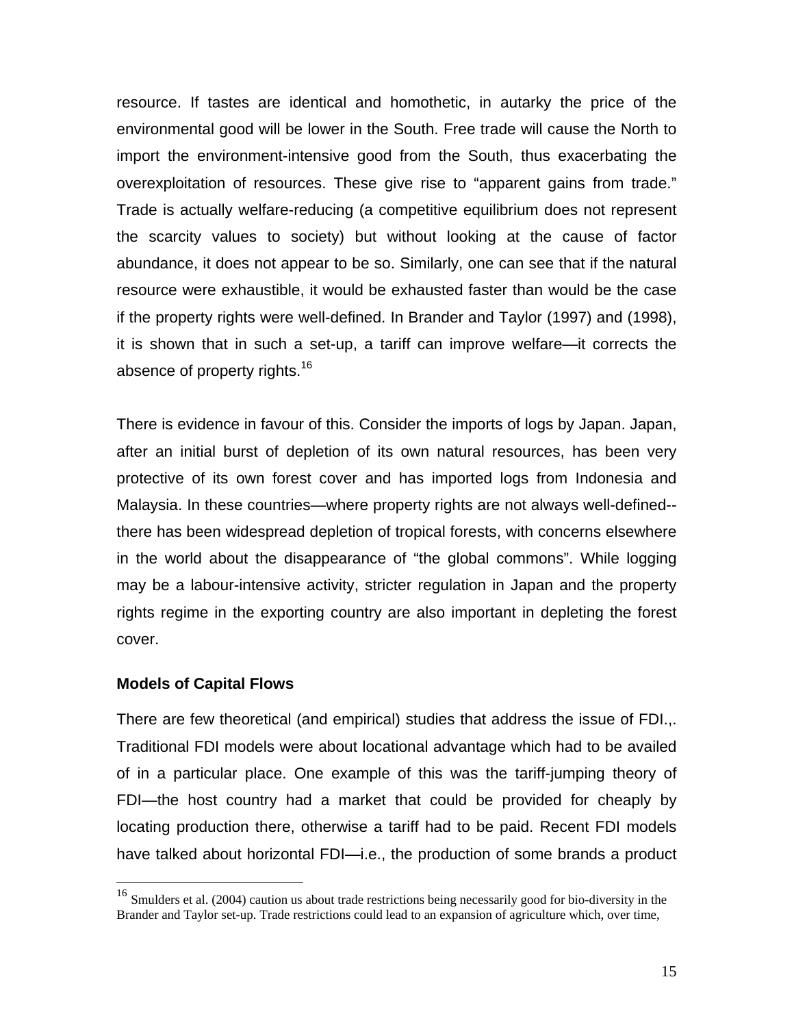resource. If tastes are identical and homothetic, in autarky the price of the environmental good will be lower in the South. Free trade will cause the North to import the environment-intensive good from the South, thus exacerbating the overexploitation of resources. These give rise to "apparent gains from trade." Trade is actually welfare-reducing (a competitive equilibrium does not represent the scarcity values to society) but without looking at the cause of factor abundance, it does not appear to be so. Similarly, one can see that if the natural resource were exhaustible, it would be exhausted faster than would be the case if the property rights were well-defined. In Brander and Taylor (1997) and (1998), it is shown that in such a set-up, a tariff can improve welfare—it corrects the absence of property rights.[16]

There is evidence in favour of this. Consider the imports of logs by Japan. Japan, after an initial burst of depletion of its own natural resources, has been very protective of its own forest cover and has imported logs from Indonesia and Malaysia. In these countries—where property rights are not always well-defined--there has been widespread depletion of tropical forests, with concerns elsewhere in the world about the disappearance of "the global commons". While logging may be a labour-intensive activity, stricter regulation in Japan and the property rights regime in the exporting country are also important in depleting the forest cover.

### Models of Capital Flows

There are few theoretical (and empirical) studies that address the issue of FDI.,. Traditional FDI models were about locational advantage which had to be availed of in a particular place. One example of this was the tariff-jumping theory of FDI—the host country had a market that could be provided for cheaply by locating production there, otherwise a tariff had to be paid. Recent FDI models have talked about horizontal FDI—i.e., the production of some brands a product

[16] Smulders et al. (2004) caution us about trade restrictions being necessarily good for bio-diversity in the Brander and Taylor set-up. Trade restrictions could lead to an expansion of agriculture which, over time,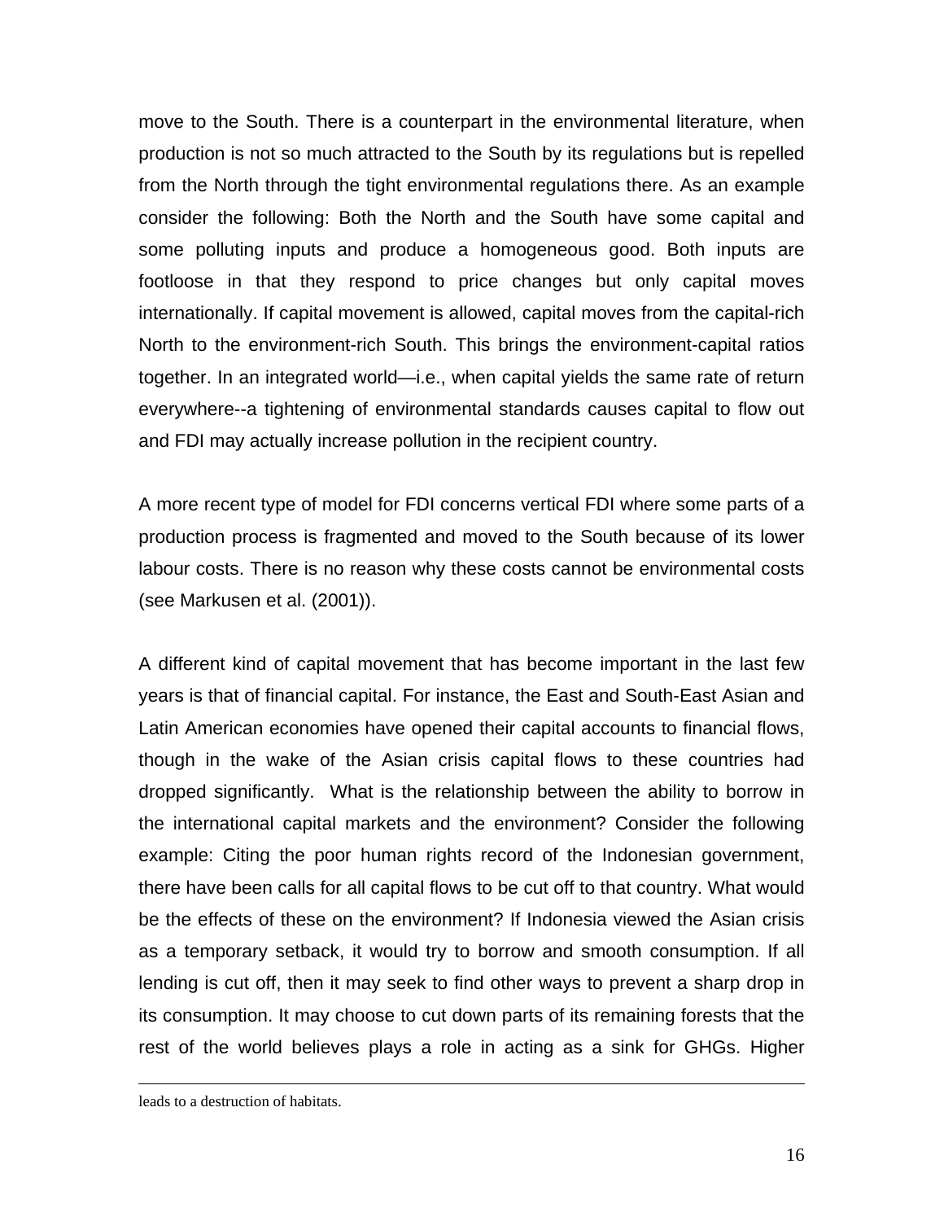move to the South. There is a counterpart in the environmental literature, when production is not so much attracted to the South by its regulations but is repelled from the North through the tight environmental regulations there. As an example consider the following: Both the North and the South have some capital and some polluting inputs and produce a homogeneous good. Both inputs are footloose in that they respond to price changes but only capital moves internationally. If capital movement is allowed, capital moves from the capital-rich North to the environment-rich South. This brings the environment-capital ratios together. In an integrated world—i.e., when capital yields the same rate of return everywhere--a tightening of environmental standards causes capital to flow out and FDI may actually increase pollution in the recipient country.

A more recent type of model for FDI concerns vertical FDI where some parts of a production process is fragmented and moved to the South because of its lower labour costs. There is no reason why these costs cannot be environmental costs (see Markusen et al. (2001)).

A different kind of capital movement that has become important in the last few years is that of financial capital. For instance, the East and South-East Asian and Latin American economies have opened their capital accounts to financial flows, though in the wake of the Asian crisis capital flows to these countries had dropped significantly. What is the relationship between the ability to borrow in the international capital markets and the environment? Consider the following example: Citing the poor human rights record of the Indonesian government, there have been calls for all capital flows to be cut off to that country. What would be the effects of these on the environment? If Indonesia viewed the Asian crisis as a temporary setback, it would try to borrow and smooth consumption. If all lending is cut off, then it may seek to find other ways to prevent a sharp drop in its consumption. It may choose to cut down parts of its remaining forests that the rest of the world believes plays a role in acting as a sink for GHGs. Higher

---

leads to a destruction of habitats.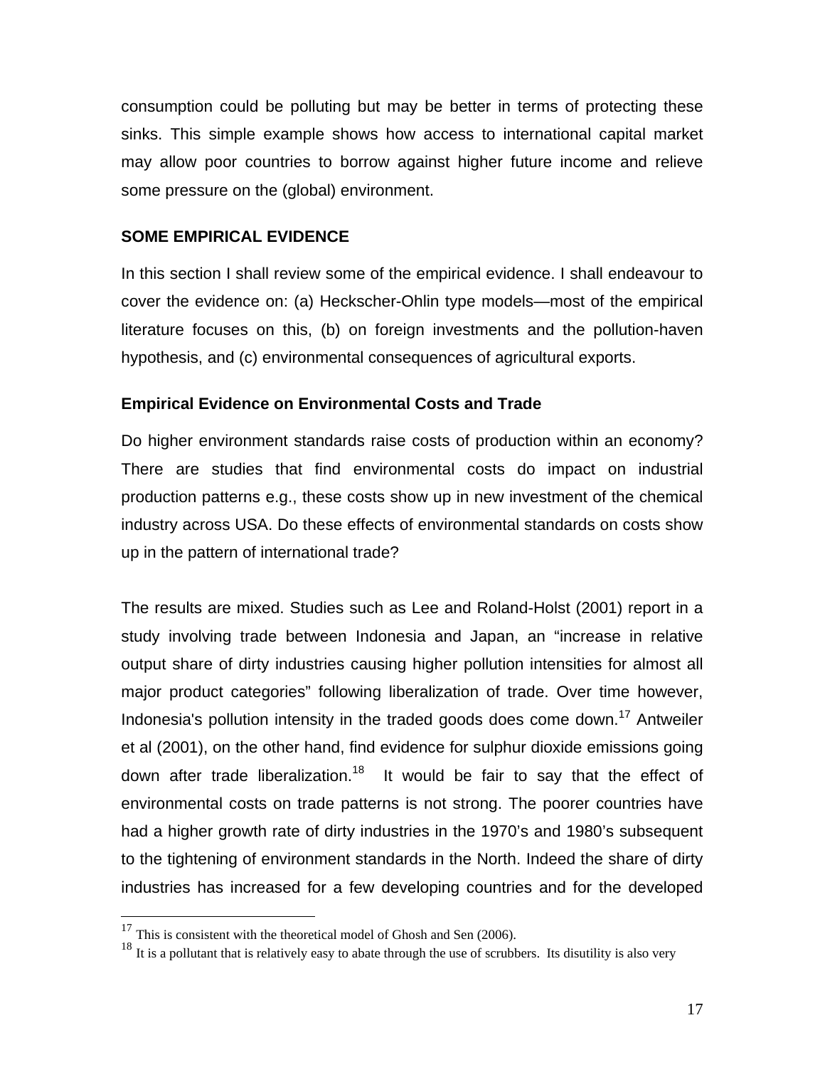consumption could be polluting but may be better in terms of protecting these sinks. This simple example shows how access to international capital market may allow poor countries to borrow against higher future income and relieve some pressure on the (global) environment.

## SOME EMPIRICAL EVIDENCE

In this section I shall review some of the empirical evidence. I shall endeavour to cover the evidence on: (a) Heckscher-Ohlin type models—most of the empirical literature focuses on this, (b) on foreign investments and the pollution-haven hypothesis, and (c) environmental consequences of agricultural exports.

### Empirical Evidence on Environmental Costs and Trade

Do higher environment standards raise costs of production within an economy? There are studies that find environmental costs do impact on industrial production patterns e.g., these costs show up in new investment of the chemical industry across USA. Do these effects of environmental standards on costs show up in the pattern of international trade?

The results are mixed. Studies such as Lee and Roland-Holst (2001) report in a study involving trade between Indonesia and Japan, an "increase in relative output share of dirty industries causing higher pollution intensities for almost all major product categories" following liberalization of trade. Over time however, Indonesia's pollution intensity in the traded goods does come down.[17] Antweiler et al (2001), on the other hand, find evidence for sulphur dioxide emissions going down after trade liberalization.[18] It would be fair to say that the effect of environmental costs on trade patterns is not strong. The poorer countries have had a higher growth rate of dirty industries in the 1970's and 1980's subsequent to the tightening of environment standards in the North. Indeed the share of dirty industries has increased for a few developing countries and for the developed

---

[17] This is consistent with the theoretical model of Ghosh and Sen (2006).

[18] It is a pollutant that is relatively easy to abate through the use of scrubbers. Its disutility is also very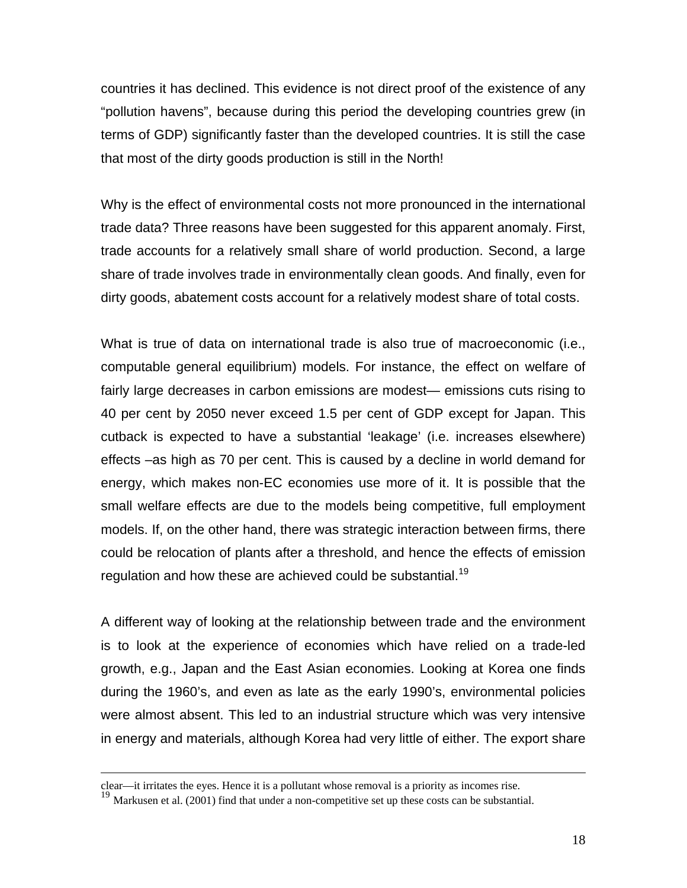countries it has declined. This evidence is not direct proof of the existence of any "pollution havens", because during this period the developing countries grew (in terms of GDP) significantly faster than the developed countries. It is still the case that most of the dirty goods production is still in the North!

Why is the effect of environmental costs not more pronounced in the international trade data? Three reasons have been suggested for this apparent anomaly. First, trade accounts for a relatively small share of world production. Second, a large share of trade involves trade in environmentally clean goods. And finally, even for dirty goods, abatement costs account for a relatively modest share of total costs.

What is true of data on international trade is also true of macroeconomic (i.e., computable general equilibrium) models. For instance, the effect on welfare of fairly large decreases in carbon emissions are modest— emissions cuts rising to 40 per cent by 2050 never exceed 1.5 per cent of GDP except for Japan. This cutback is expected to have a substantial 'leakage' (i.e. increases elsewhere) effects –as high as 70 per cent. This is caused by a decline in world demand for energy, which makes non-EC economies use more of it. It is possible that the small welfare effects are due to the models being competitive, full employment models. If, on the other hand, there was strategic interaction between firms, there could be relocation of plants after a threshold, and hence the effects of emission regulation and how these are achieved could be substantial.[19]

A different way of looking at the relationship between trade and the environment is to look at the experience of economies which have relied on a trade-led growth, e.g., Japan and the East Asian economies. Looking at Korea one finds during the 1960's, and even as late as the early 1990's, environmental policies were almost absent. This led to an industrial structure which was very intensive in energy and materials, although Korea had very little of either. The export share

---

clear—it irritates the eyes. Hence it is a pollutant whose removal is a priority as incomes rise.

[19] Markusen et al. (2001) find that under a non-competitive set up these costs can be substantial.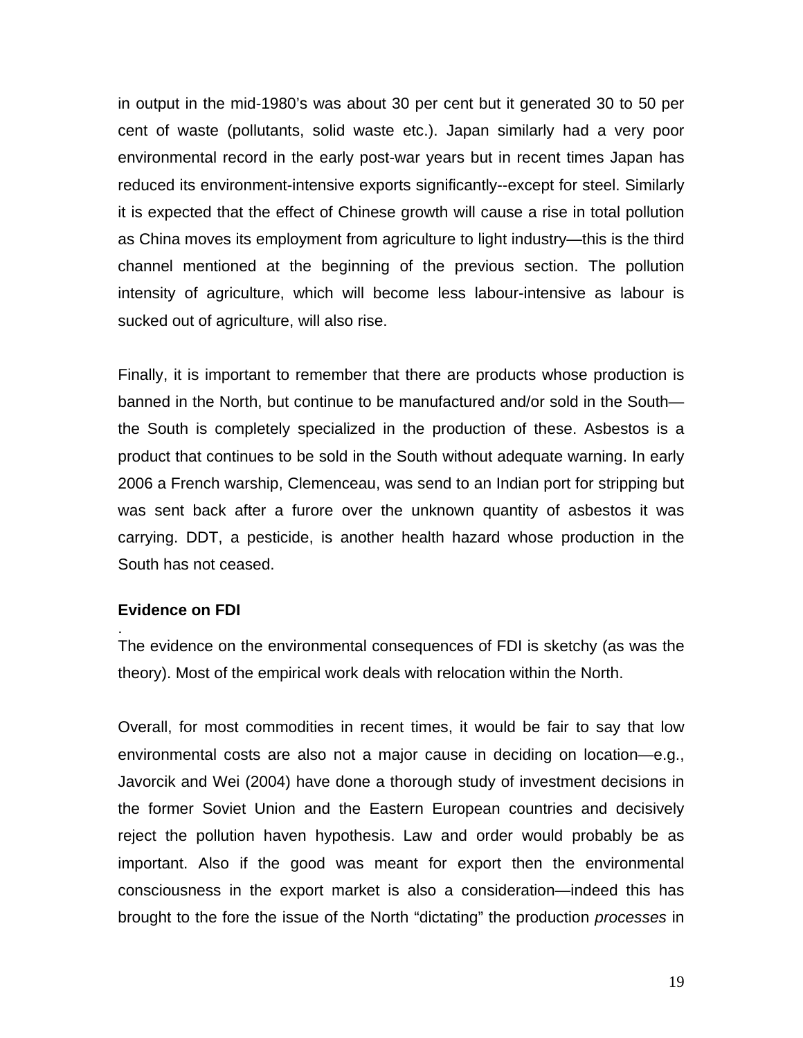in output in the mid-1980's was about 30 per cent but it generated 30 to 50 per cent of waste (pollutants, solid waste etc.). Japan similarly had a very poor environmental record in the early post-war years but in recent times Japan has reduced its environment-intensive exports significantly--except for steel. Similarly it is expected that the effect of Chinese growth will cause a rise in total pollution as China moves its employment from agriculture to light industry—this is the third channel mentioned at the beginning of the previous section. The pollution intensity of agriculture, which will become less labour-intensive as labour is sucked out of agriculture, will also rise.

Finally, it is important to remember that there are products whose production is banned in the North, but continue to be manufactured and/or sold in the South—the South is completely specialized in the production of these. Asbestos is a product that continues to be sold in the South without adequate warning. In early 2006 a French warship, Clemenceau, was send to an Indian port for stripping but was sent back after a furore over the unknown quantity of asbestos it was carrying. DDT, a pesticide, is another health hazard whose production in the South has not ceased.

**Evidence on FDI**

The evidence on the environmental consequences of FDI is sketchy (as was the theory). Most of the empirical work deals with relocation within the North.

Overall, for most commodities in recent times, it would be fair to say that low environmental costs are also not a major cause in deciding on location—e.g., Javorcik and Wei (2004) have done a thorough study of investment decisions in the former Soviet Union and the Eastern European countries and decisively reject the pollution haven hypothesis. Law and order would probably be as important. Also if the good was meant for export then the environmental consciousness in the export market is also a consideration—indeed this has brought to the fore the issue of the North "dictating" the production *processes* in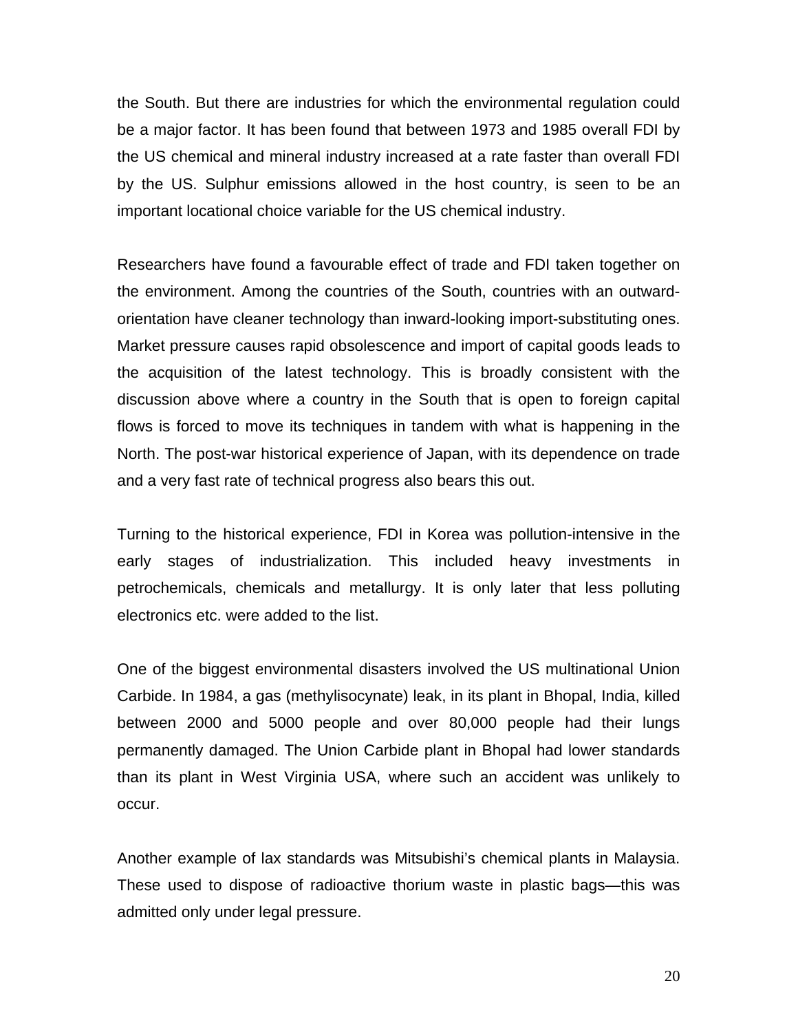the South. But there are industries for which the environmental regulation could be a major factor. It has been found that between 1973 and 1985 overall FDI by the US chemical and mineral industry increased at a rate faster than overall FDI by the US. Sulphur emissions allowed in the host country, is seen to be an important locational choice variable for the US chemical industry.

Researchers have found a favourable effect of trade and FDI taken together on the environment. Among the countries of the South, countries with an outward-orientation have cleaner technology than inward-looking import-substituting ones. Market pressure causes rapid obsolescence and import of capital goods leads to the acquisition of the latest technology. This is broadly consistent with the discussion above where a country in the South that is open to foreign capital flows is forced to move its techniques in tandem with what is happening in the North. The post-war historical experience of Japan, with its dependence on trade and a very fast rate of technical progress also bears this out.

Turning to the historical experience, FDI in Korea was pollution-intensive in the early stages of industrialization. This included heavy investments in petrochemicals, chemicals and metallurgy. It is only later that less polluting electronics etc. were added to the list.

One of the biggest environmental disasters involved the US multinational Union Carbide. In 1984, a gas (methylisocynate) leak, in its plant in Bhopal, India, killed between 2000 and 5000 people and over 80,000 people had their lungs permanently damaged. The Union Carbide plant in Bhopal had lower standards than its plant in West Virginia USA, where such an accident was unlikely to occur.

Another example of lax standards was Mitsubishi's chemical plants in Malaysia. These used to dispose of radioactive thorium waste in plastic bags—this was admitted only under legal pressure.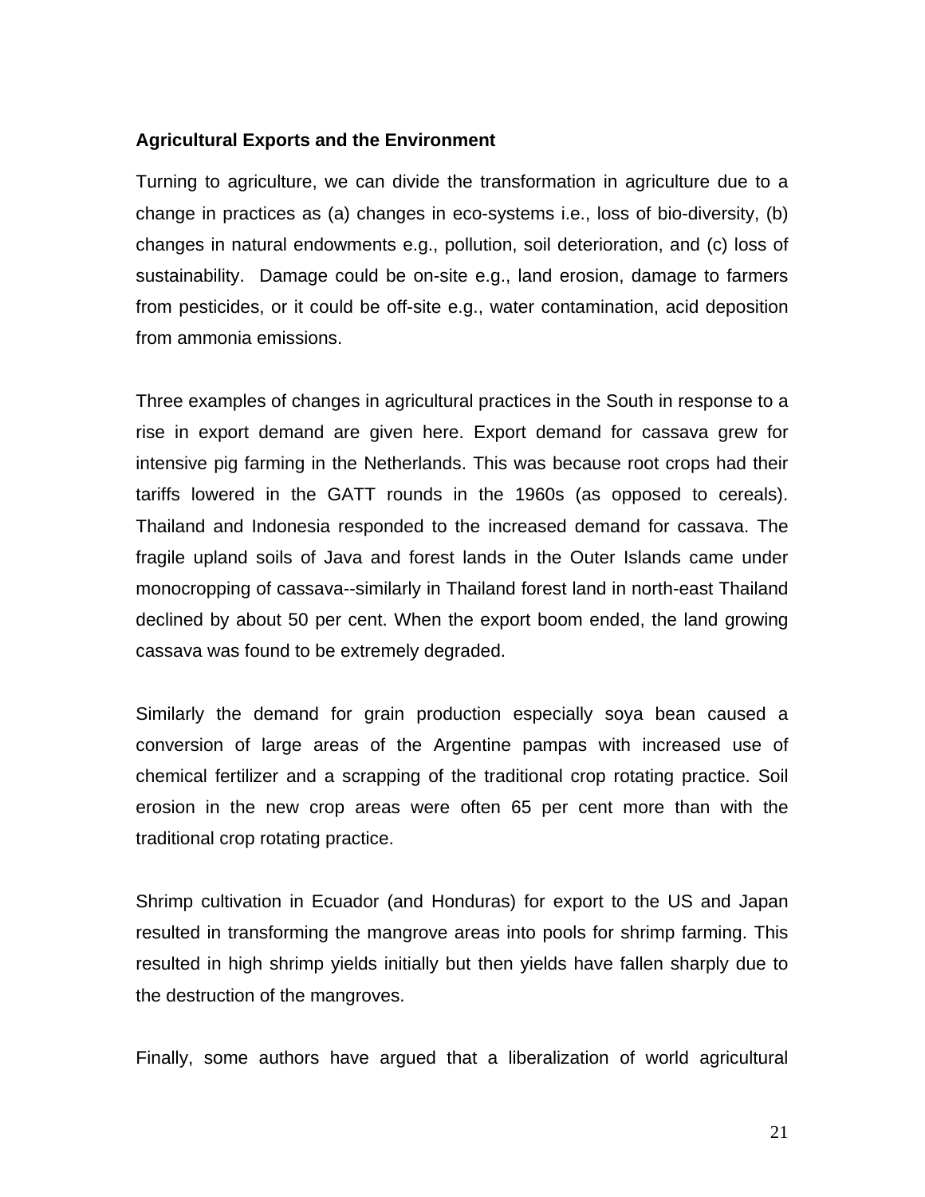**Agricultural Exports and the Environment**

Turning to agriculture, we can divide the transformation in agriculture due to a change in practices as (a) changes in eco-systems i.e., loss of bio-diversity, (b) changes in natural endowments e.g., pollution, soil deterioration, and (c) loss of sustainability. Damage could be on-site e.g., land erosion, damage to farmers from pesticides, or it could be off-site e.g., water contamination, acid deposition from ammonia emissions.

Three examples of changes in agricultural practices in the South in response to a rise in export demand are given here. Export demand for cassava grew for intensive pig farming in the Netherlands. This was because root crops had their tariffs lowered in the GATT rounds in the 1960s (as opposed to cereals). Thailand and Indonesia responded to the increased demand for cassava. The fragile upland soils of Java and forest lands in the Outer Islands came under monocropping of cassava--similarly in Thailand forest land in north-east Thailand declined by about 50 per cent. When the export boom ended, the land growing cassava was found to be extremely degraded.

Similarly the demand for grain production especially soya bean caused a conversion of large areas of the Argentine pampas with increased use of chemical fertilizer and a scrapping of the traditional crop rotating practice. Soil erosion in the new crop areas were often 65 per cent more than with the traditional crop rotating practice.

Shrimp cultivation in Ecuador (and Honduras) for export to the US and Japan resulted in transforming the mangrove areas into pools for shrimp farming. This resulted in high shrimp yields initially but then yields have fallen sharply due to the destruction of the mangroves.

Finally, some authors have argued that a liberalization of world agricultural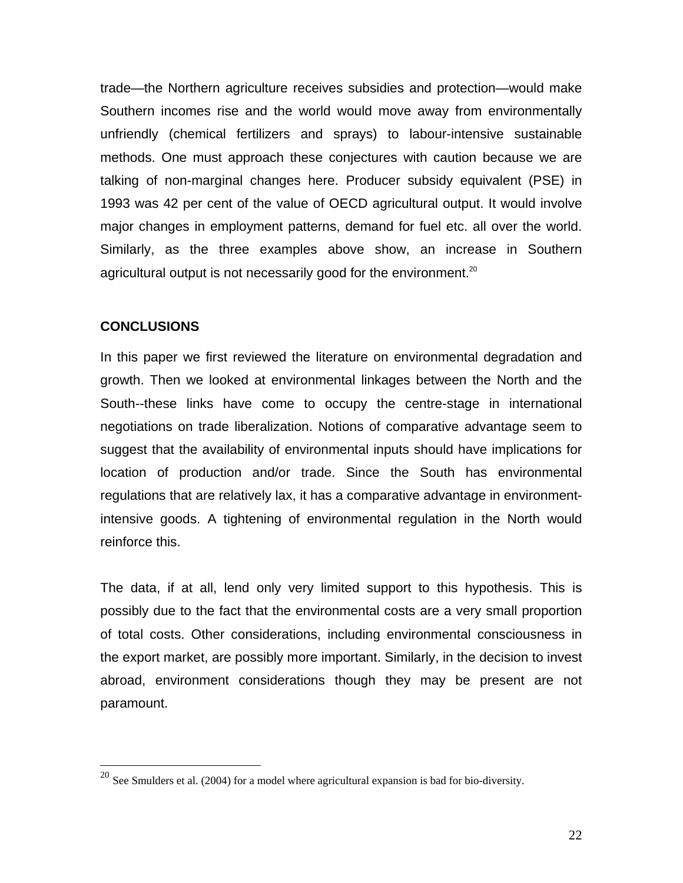trade—the Northern agriculture receives subsidies and protection—would make Southern incomes rise and the world would move away from environmentally unfriendly (chemical fertilizers and sprays) to labour-intensive sustainable methods. One must approach these conjectures with caution because we are talking of non-marginal changes here. Producer subsidy equivalent (PSE) in 1993 was 42 per cent of the value of OECD agricultural output. It would involve major changes in employment patterns, demand for fuel etc. all over the world. Similarly, as the three examples above show, an increase in Southern agricultural output is not necessarily good for the environment.[20]

## CONCLUSIONS

In this paper we first reviewed the literature on environmental degradation and growth. Then we looked at environmental linkages between the North and the South--these links have come to occupy the centre-stage in international negotiations on trade liberalization. Notions of comparative advantage seem to suggest that the availability of environmental inputs should have implications for location of production and/or trade. Since the South has environmental regulations that are relatively lax, it has a comparative advantage in environment-intensive goods. A tightening of environmental regulation in the North would reinforce this.

The data, if at all, lend only very limited support to this hypothesis. This is possibly due to the fact that the environmental costs are a very small proportion of total costs. Other considerations, including environmental consciousness in the export market, are possibly more important. Similarly, in the decision to invest abroad, environment considerations though they may be present are not paramount.

---

[20] See Smulders et al. (2004) for a model where agricultural expansion is bad for bio-diversity.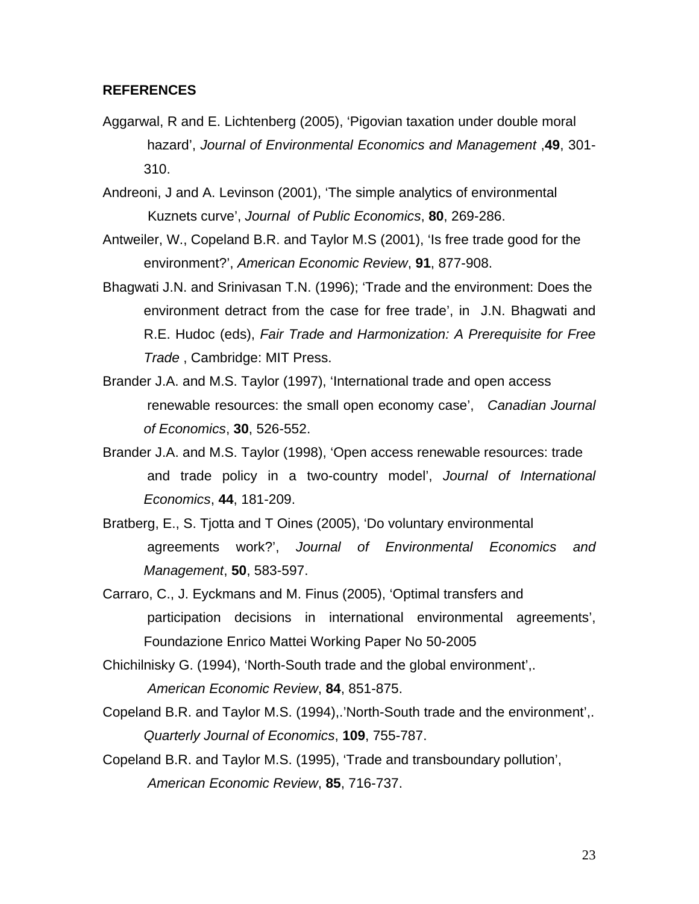## REFERENCES

Aggarwal, R and E. Lichtenberg (2005), 'Pigovian taxation under double moral hazard', *Journal of Environmental Economics and Management* ,**49**, 301-310.

Andreoni, J and A. Levinson (2001), 'The simple analytics of environmental Kuznets curve', *Journal of Public Economics*, **80**, 269-286.

Antweiler, W., Copeland B.R. and Taylor M.S (2001), 'Is free trade good for the environment?', *American Economic Review*, **91**, 877-908.

Bhagwati J.N. and Srinivasan T.N. (1996); 'Trade and the environment: Does the environment detract from the case for free trade', in J.N. Bhagwati and R.E. Hudoc (eds), *Fair Trade and Harmonization: A Prerequisite for Free Trade* , Cambridge: MIT Press.

Brander J.A. and M.S. Taylor (1997), 'International trade and open access renewable resources: the small open economy case', *Canadian Journal of Economics*, **30**, 526-552.

Brander J.A. and M.S. Taylor (1998), 'Open access renewable resources: trade and trade policy in a two-country model', *Journal of International Economics*, **44**, 181-209.

Bratberg, E., S. Tjotta and T Oines (2005), 'Do voluntary environmental agreements work?', *Journal of Environmental Economics and Management*, **50**, 583-597.

Carraro, C., J. Eyckmans and M. Finus (2005), 'Optimal transfers and participation decisions in international environmental agreements', Foundazione Enrico Mattei Working Paper No 50-2005

Chichilnisky G. (1994), 'North-South trade and the global environment',. *American Economic Review*, **84**, 851-875.

Copeland B.R. and Taylor M.S. (1994),.'North-South trade and the environment',. *Quarterly Journal of Economics*, **109**, 755-787.

Copeland B.R. and Taylor M.S. (1995), 'Trade and transboundary pollution', *American Economic Review*, **85**, 716-737.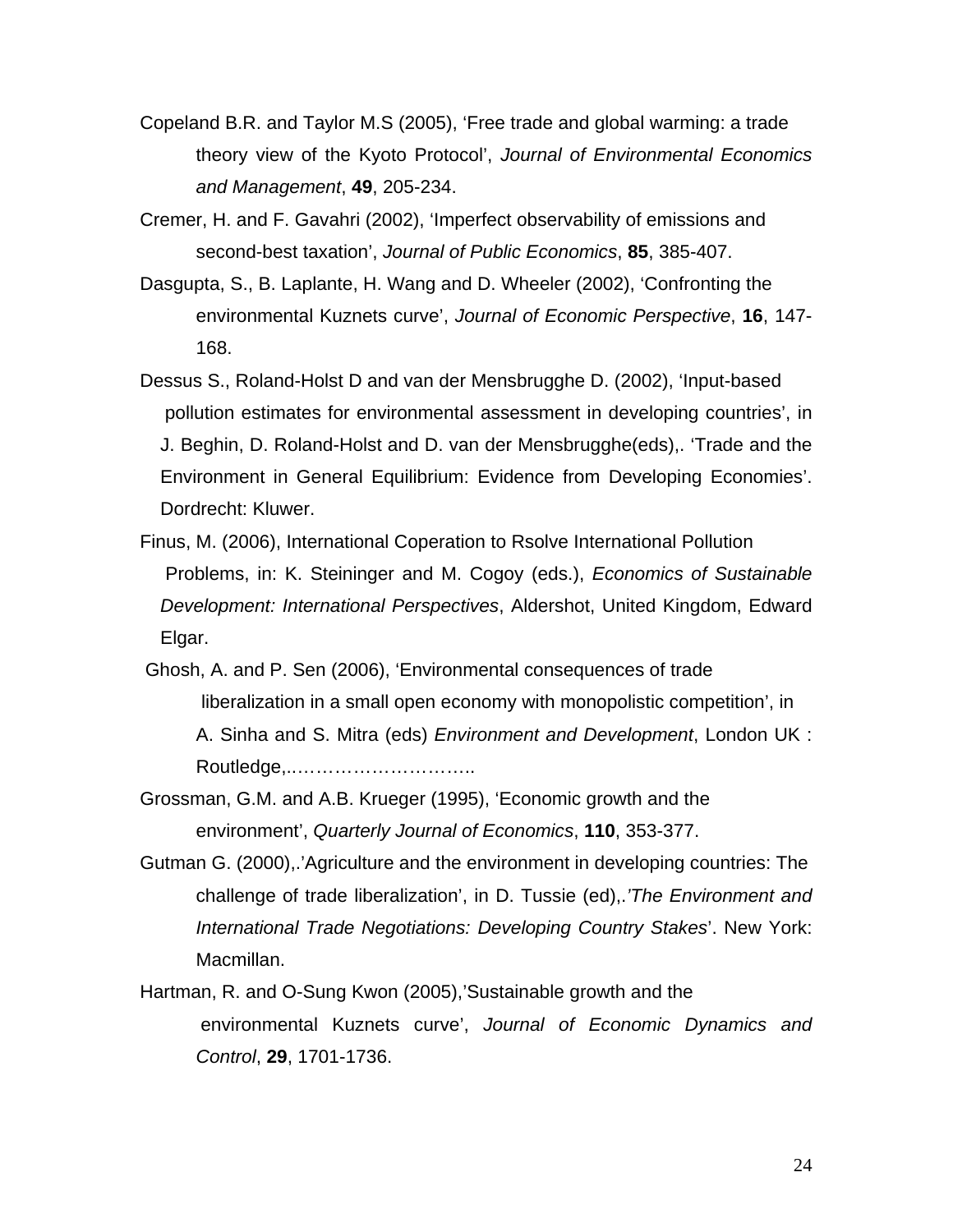Copeland B.R. and Taylor M.S (2005), 'Free trade and global warming: a trade theory view of the Kyoto Protocol', *Journal of Environmental Economics and Management*, **49**, 205-234.

Cremer, H. and F. Gavahri (2002), 'Imperfect observability of emissions and second-best taxation', *Journal of Public Economics*, **85**, 385-407.

Dasgupta, S., B. Laplante, H. Wang and D. Wheeler (2002), 'Confronting the environmental Kuznets curve', *Journal of Economic Perspective*, **16**, 147-168.

Dessus S., Roland-Holst D and van der Mensbrugghe D. (2002), 'Input-based pollution estimates for environmental assessment in developing countries', in J. Beghin, D. Roland-Holst and D. van der Mensbrugghe(eds),. 'Trade and the Environment in General Equilibrium: Evidence from Developing Economies'. Dordrecht: Kluwer.

Finus, M. (2006), International Coperation to Rsolve International Pollution Problems, in: K. Steininger and M. Cogoy (eds.), *Economics of Sustainable Development: International Perspectives*, Aldershot, United Kingdom, Edward Elgar.

Ghosh, A. and P. Sen (2006), 'Environmental consequences of trade liberalization in a small open economy with monopolistic competition', in A. Sinha and S. Mitra (eds) *Environment and Development*, London UK : Routledge,.…………………………..

Grossman, G.M. and A.B. Krueger (1995), 'Economic growth and the environment', *Quarterly Journal of Economics*, **110**, 353-377.

Gutman G. (2000),.'Agriculture and the environment in developing countries: The challenge of trade liberalization', in D. Tussie (ed),.'*The Environment and International Trade Negotiations: Developing Country Stakes*'. New York: Macmillan.

Hartman, R. and O-Sung Kwon (2005),'Sustainable growth and the environmental Kuznets curve', *Journal of Economic Dynamics and Control*, **29**, 1701-1736.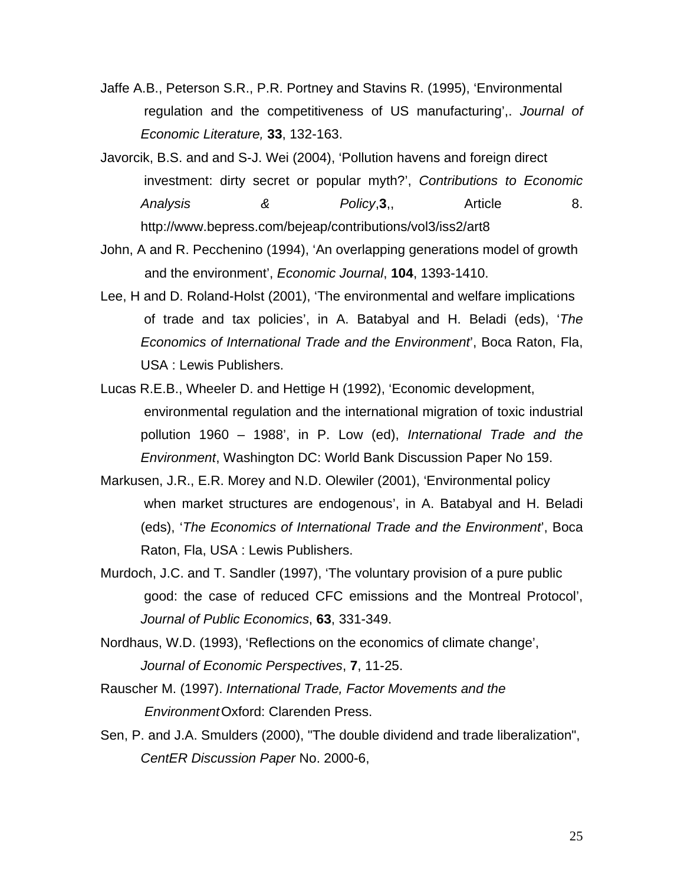Jaffe A.B., Peterson S.R., P.R. Portney and Stavins R. (1995), 'Environmental regulation and the competitiveness of US manufacturing',. *Journal of Economic Literature,* **33**, 132-163.

Javorcik, B.S. and and S-J. Wei (2004), 'Pollution havens and foreign direct investment: dirty secret or popular myth?', *Contributions to Economic Analysis & Policy*,**3**,, Article 8. http://www.bepress.com/bejeap/contributions/vol3/iss2/art8

John, A and R. Pecchenino (1994), 'An overlapping generations model of growth and the environment', *Economic Journal*, **104**, 1393-1410.

Lee, H and D. Roland-Holst (2001), 'The environmental and welfare implications of trade and tax policies', in A. Batabyal and H. Beladi (eds), '*The Economics of International Trade and the Environment*', Boca Raton, Fla, USA : Lewis Publishers.

Lucas R.E.B., Wheeler D. and Hettige H (1992), 'Economic development, environmental regulation and the international migration of toxic industrial pollution 1960 – 1988', in P. Low (ed), *International Trade and the Environment*, Washington DC: World Bank Discussion Paper No 159.

Markusen, J.R., E.R. Morey and N.D. Olewiler (2001), 'Environmental policy when market structures are endogenous', in A. Batabyal and H. Beladi (eds), '*The Economics of International Trade and the Environment*', Boca Raton, Fla, USA : Lewis Publishers.

Murdoch, J.C. and T. Sandler (1997), 'The voluntary provision of a pure public good: the case of reduced CFC emissions and the Montreal Protocol', *Journal of Public Economics*, **63**, 331-349.

Nordhaus, W.D. (1993), 'Reflections on the economics of climate change', *Journal of Economic Perspectives*, **7**, 11-25.

Rauscher M. (1997). *International Trade, Factor Movements and the Environment* Oxford: Clarenden Press.

Sen, P. and J.A. Smulders (2000), "The double dividend and trade liberalization", *CentER Discussion Paper* No. 2000-6,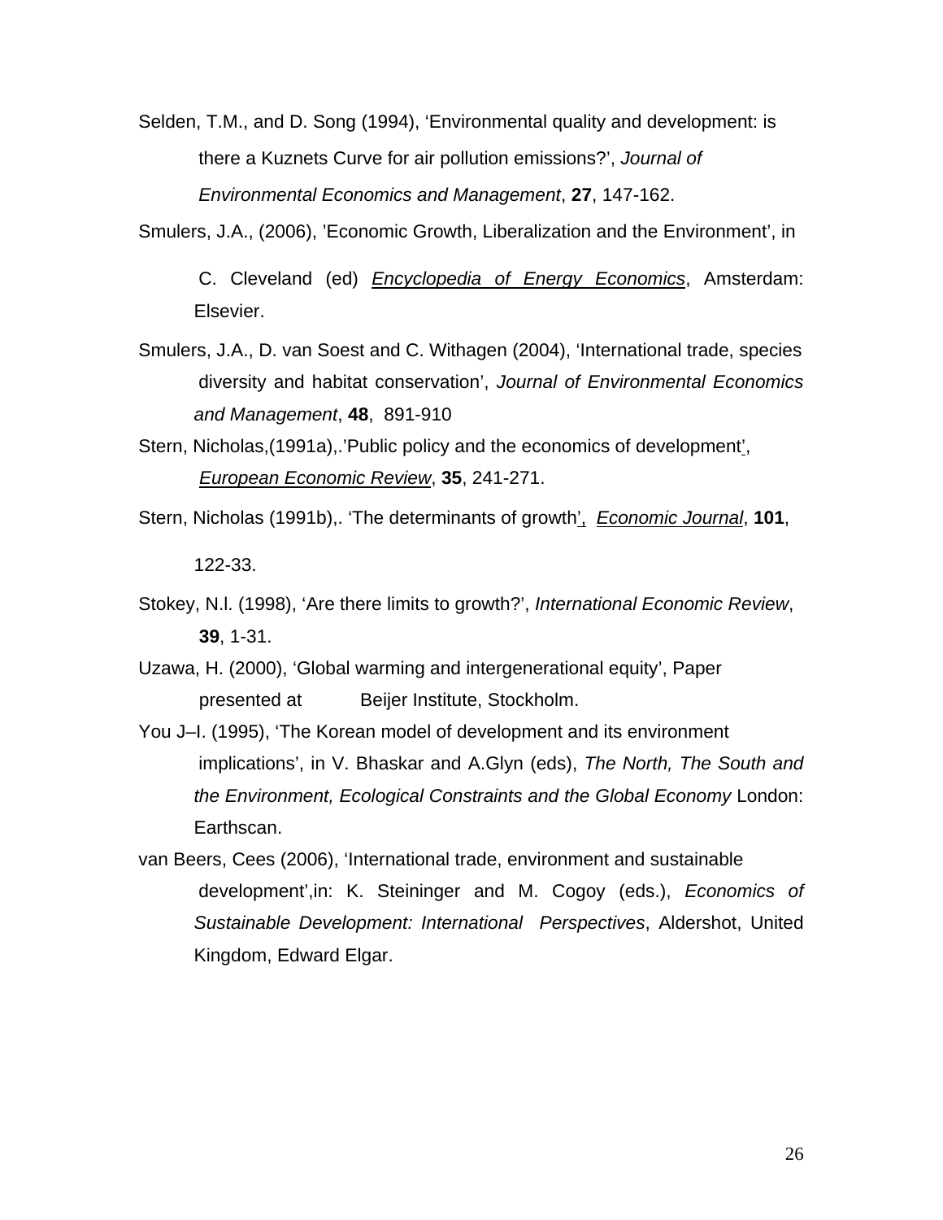Selden, T.M., and D. Song (1994), 'Environmental quality and development: is there a Kuznets Curve for air pollution emissions?', *Journal of Environmental Economics and Management*, **27**, 147-162.

Smulers, J.A., (2006), 'Economic Growth, Liberalization and the Environment', in C. Cleveland (ed) *Encyclopedia of Energy Economics*, Amsterdam: Elsevier.

Smulers, J.A., D. van Soest and C. Withagen (2004), 'International trade, species diversity and habitat conservation', *Journal of Environmental Economics and Management*, **48**, 891-910

Stern, Nicholas,(1991a),.'Public policy and the economics of development', *European Economic Review*, **35**, 241-271.

Stern, Nicholas (1991b),. 'The determinants of growth', *Economic Journal*, **101**, 122-33.

Stokey, N.l. (1998), 'Are there limits to growth?', *International Economic Review*, **39**, 1-31.

Uzawa, H. (2000), 'Global warming and intergenerational equity', Paper presented at Beijer Institute, Stockholm.

You J–I. (1995), 'The Korean model of development and its environment implications', in V. Bhaskar and A.Glyn (eds), *The North, The South and the Environment, Ecological Constraints and the Global Economy* London: Earthscan.

van Beers, Cees (2006), 'International trade, environment and sustainable development',in: K. Steininger and M. Cogoy (eds.), *Economics of Sustainable Development: International Perspectives*, Aldershot, United Kingdom, Edward Elgar.